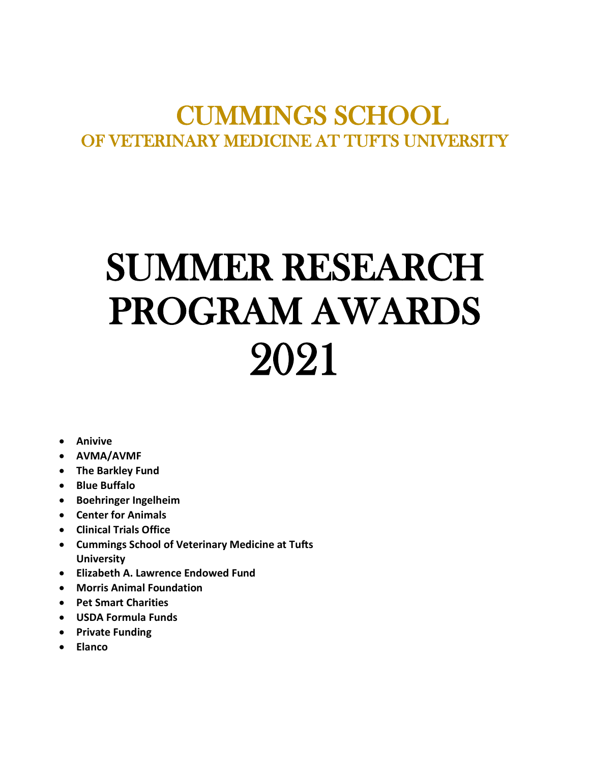# CUMMINGS SCHOOL
## OF VETERINARY MEDICINE AT TUFTS UNIVERSITY

# SUMMER RESEARCH PROGRAM AWARDS 2021

- **Anivive**
- **AVMA/AVMF**
- **The Barkley Fund**
- **Blue Buffalo**
- **Boehringer Ingelheim**
- **Center for Animals**
- **Clinical Trials Office**
- **Cummings School of Veterinary Medicine at Tufts University**
- **Elizabeth A. Lawrence Endowed Fund**
- **Morris Animal Foundation**
- **Pet Smart Charities**
- **USDA Formula Funds**
- **Private Funding**
- **Elanco**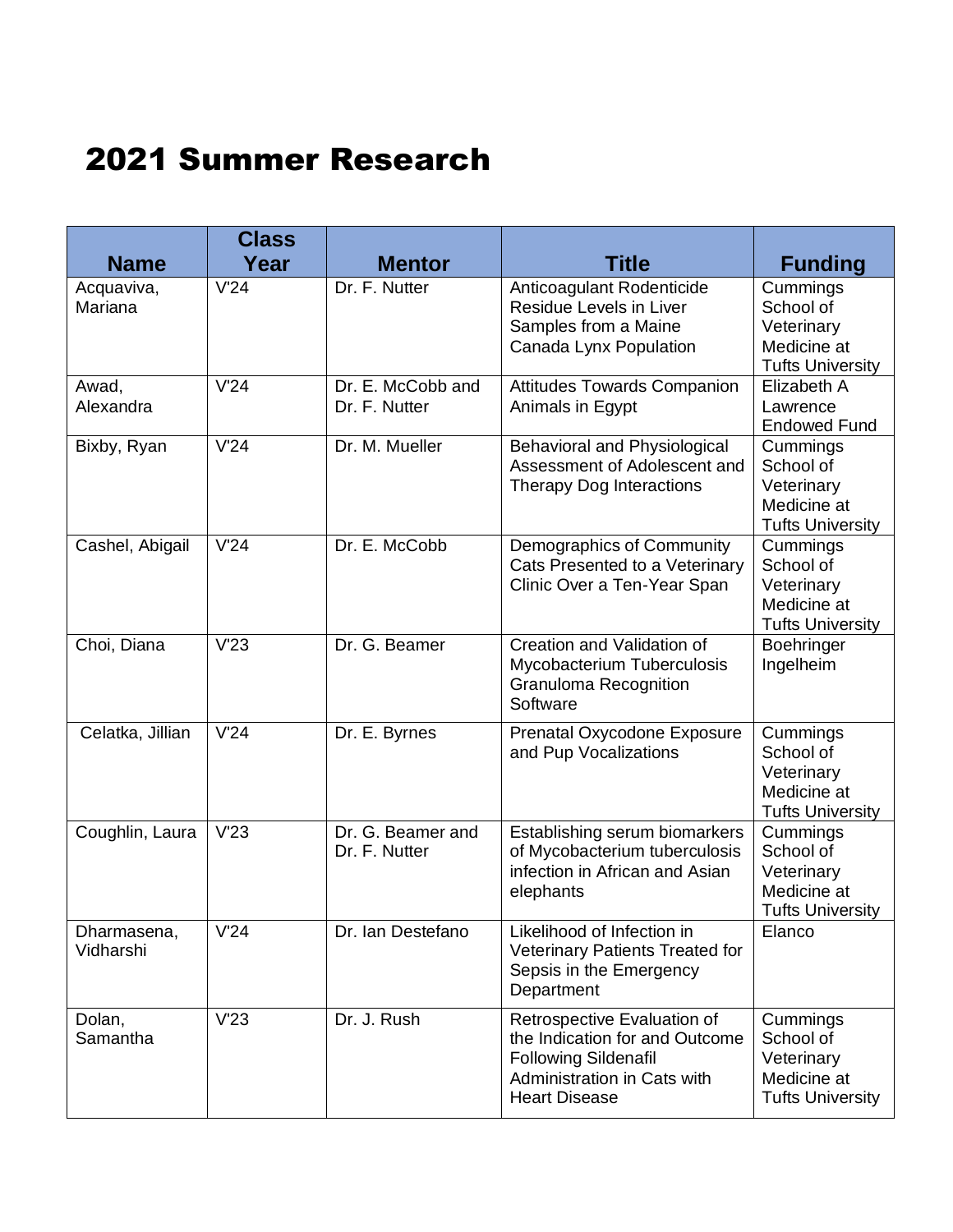# 2021 Summer Research

| Name | Class Year | Mentor | Title | Funding |
|---|---|---|---|---|
| Acquaviva, Mariana | V'24 | Dr. F. Nutter | Anticoagulant Rodenticide Residue Levels in Liver Samples from a Maine Canada Lynx Population | Cummings School of Veterinary Medicine at Tufts University |
| Awad, Alexandra | V'24 | Dr. E. McCobb and Dr. F. Nutter | Attitudes Towards Companion Animals in Egypt | Elizabeth A Lawrence Endowed Fund |
| Bixby, Ryan | V'24 | Dr. M. Mueller | Behavioral and Physiological Assessment of Adolescent and Therapy Dog Interactions | Cummings School of Veterinary Medicine at Tufts University |
| Cashel, Abigail | V'24 | Dr. E. McCobb | Demographics of Community Cats Presented to a Veterinary Clinic Over a Ten-Year Span | Cummings School of Veterinary Medicine at Tufts University |
| Choi, Diana | V'23 | Dr. G. Beamer | Creation and Validation of Mycobacterium Tuberculosis Granuloma Recognition Software | Boehringer Ingelheim |
| Celatka, Jillian | V'24 | Dr. E. Byrnes | Prenatal Oxycodone Exposure and Pup Vocalizations | Cummings School of Veterinary Medicine at Tufts University |
| Coughlin, Laura | V'23 | Dr. G. Beamer and Dr. F. Nutter | Establishing serum biomarkers of Mycobacterium tuberculosis infection in African and Asian elephants | Cummings School of Veterinary Medicine at Tufts University |
| Dharmasena, Vidharshi | V'24 | Dr. Ian Destefano | Likelihood of Infection in Veterinary Patients Treated for Sepsis in the Emergency Department | Elanco |
| Dolan, Samantha | V'23 | Dr. J. Rush | Retrospective Evaluation of the Indication for and Outcome Following Sildenafil Administration in Cats with Heart Disease | Cummings School of Veterinary Medicine at Tufts University |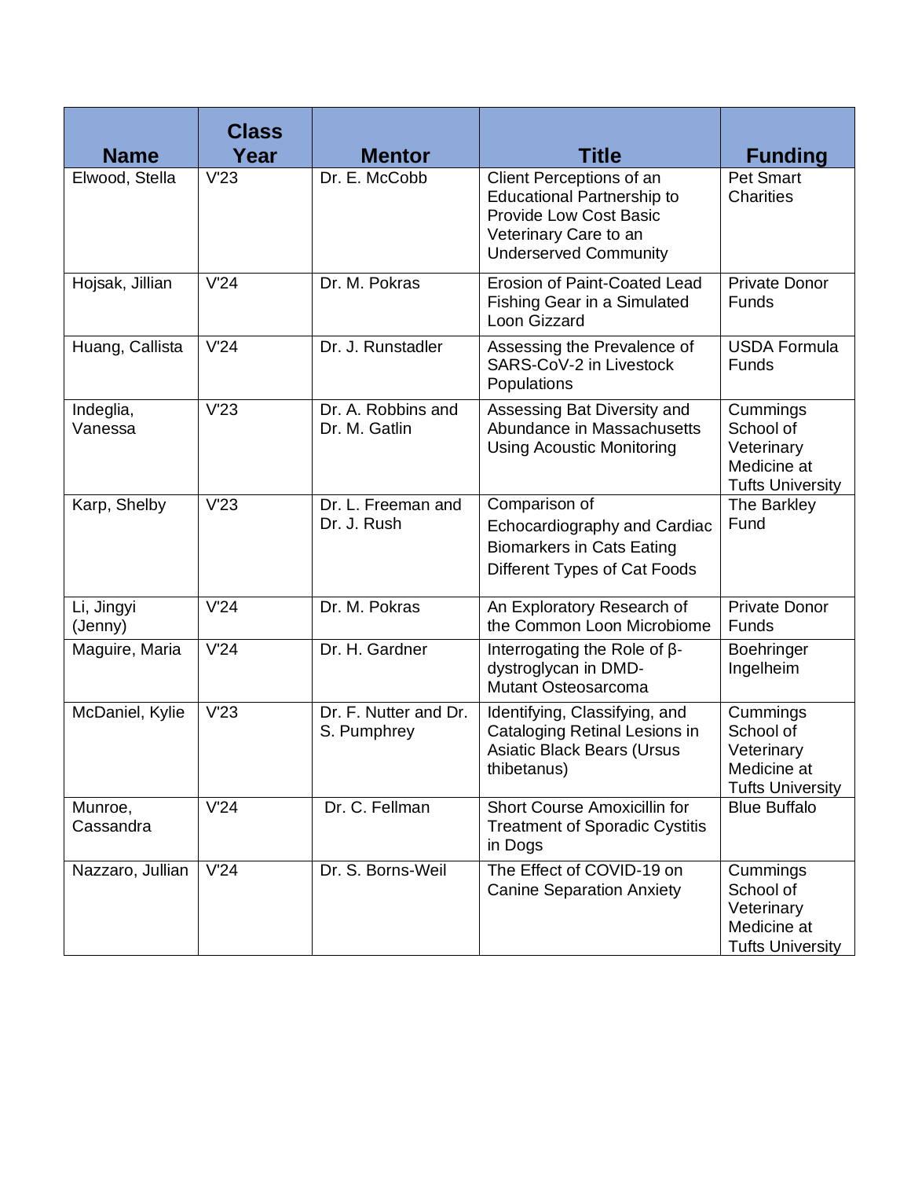| Name | Class Year | Mentor | Title | Funding |
|---|---|---|---|---|
| Elwood, Stella | V'23 | Dr. E. McCobb | Client Perceptions of an Educational Partnership to Provide Low Cost Basic Veterinary Care to an Underserved Community | Pet Smart Charities |
| Hojsak, Jillian | V'24 | Dr. M. Pokras | Erosion of Paint-Coated Lead Fishing Gear in a Simulated Loon Gizzard | Private Donor Funds |
| Huang, Callista | V'24 | Dr. J. Runstadler | Assessing the Prevalence of SARS-CoV-2 in Livestock Populations | USDA Formula Funds |
| Indeglia, Vanessa | V'23 | Dr. A. Robbins and Dr. M. Gatlin | Assessing Bat Diversity and Abundance in Massachusetts Using Acoustic Monitoring | Cummings School of Veterinary Medicine at Tufts University |
| Karp, Shelby | V'23 | Dr. L. Freeman and Dr. J. Rush | Comparison of Echocardiography and Cardiac Biomarkers in Cats Eating Different Types of Cat Foods | The Barkley Fund |
| Li, Jingyi (Jenny) | V'24 | Dr. M. Pokras | An Exploratory Research of the Common Loon Microbiome | Private Donor Funds |
| Maguire, Maria | V'24 | Dr. H. Gardner | Interrogating the Role of β-dystroglycan in DMD-Mutant Osteosarcoma | Boehringer Ingelheim |
| McDaniel, Kylie | V'23 | Dr. F. Nutter and Dr. S. Pumphrey | Identifying, Classifying, and Cataloging Retinal Lesions in Asiatic Black Bears (Ursus thibetanus) | Cummings School of Veterinary Medicine at Tufts University |
| Munroe, Cassandra | V'24 | Dr. C. Fellman | Short Course Amoxicillin for Treatment of Sporadic Cystitis in Dogs | Blue Buffalo |
| Nazzaro, Jullian | V'24 | Dr. S. Borns-Weil | The Effect of COVID-19 on Canine Separation Anxiety | Cummings School of Veterinary Medicine at Tufts University |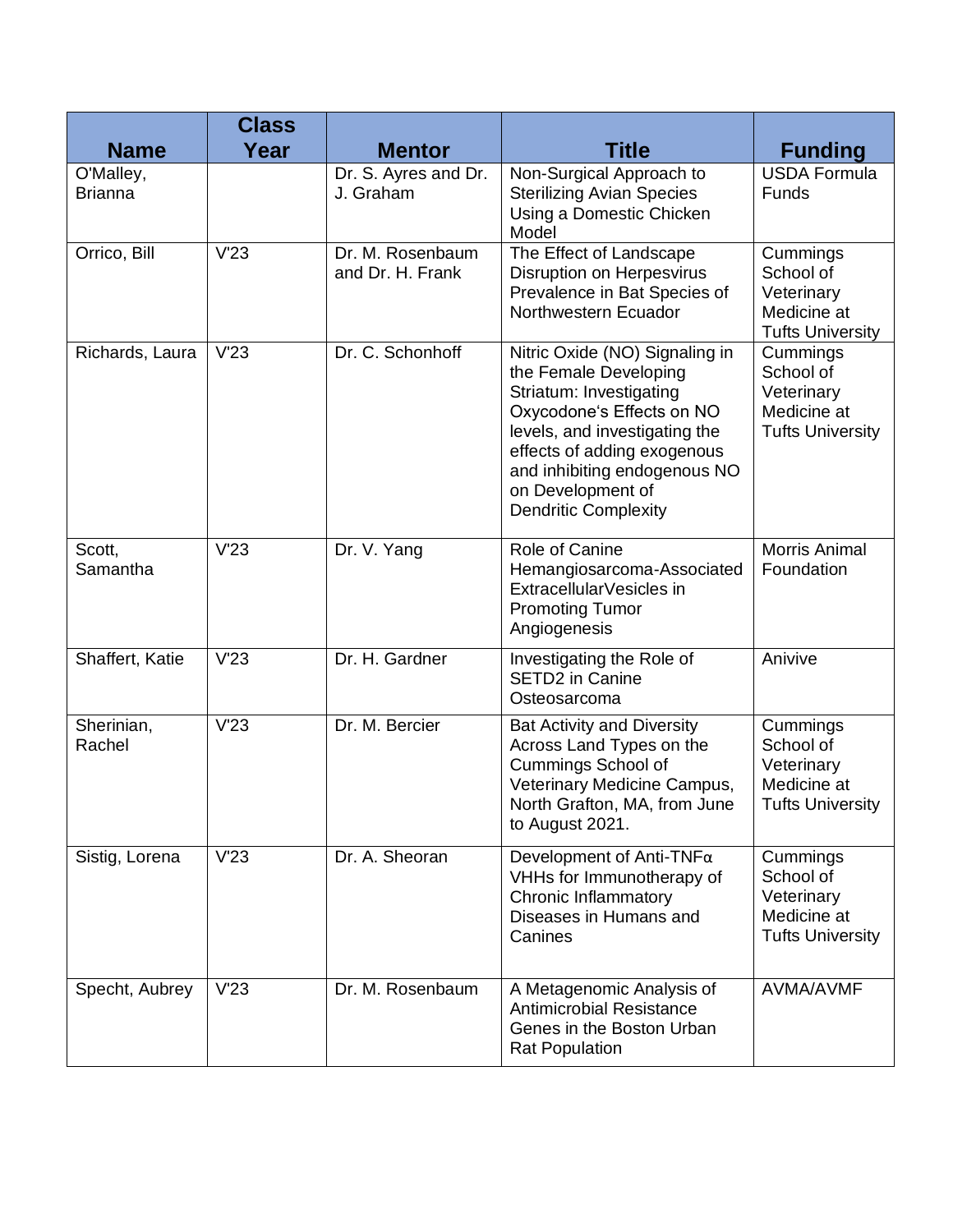| Name | Class Year | Mentor | Title | Funding |
| --- | --- | --- | --- | --- |
| O'Malley, Brianna | | Dr. S. Ayres and Dr. J. Graham | Non-Surgical Approach to Sterilizing Avian Species Using a Domestic Chicken Model | USDA Formula Funds |
| Orrico, Bill | V'23 | Dr. M. Rosenbaum and Dr. H. Frank | The Effect of Landscape Disruption on Herpesvirus Prevalence in Bat Species of Northwestern Ecuador | Cummings School of Veterinary Medicine at Tufts University |
| Richards, Laura | V'23 | Dr. C. Schonhoff | Nitric Oxide (NO) Signaling in the Female Developing Striatum: Investigating Oxycodone's Effects on NO levels, and investigating the effects of adding exogenous and inhibiting endogenous NO on Development of Dendritic Complexity | Cummings School of Veterinary Medicine at Tufts University |
| Scott, Samantha | V'23 | Dr. V. Yang | Role of Canine Hemangiosarcoma-Associated ExtracellularVesicles in Promoting Tumor Angiogenesis | Morris Animal Foundation |
| Shaffert, Katie | V'23 | Dr. H. Gardner | Investigating the Role of SETD2 in Canine Osteosarcoma | Anivive |
| Sherinian, Rachel | V'23 | Dr. M. Bercier | Bat Activity and Diversity Across Land Types on the Cummings School of Veterinary Medicine Campus, North Grafton, MA, from June to August 2021. | Cummings School of Veterinary Medicine at Tufts University |
| Sistig, Lorena | V'23 | Dr. A. Sheoran | Development of Anti-TNFα VHHs for Immunotherapy of Chronic Inflammatory Diseases in Humans and Canines | Cummings School of Veterinary Medicine at Tufts University |
| Specht, Aubrey | V'23 | Dr. M. Rosenbaum | A Metagenomic Analysis of Antimicrobial Resistance Genes in the Boston Urban Rat Population | AVMA/AVMF |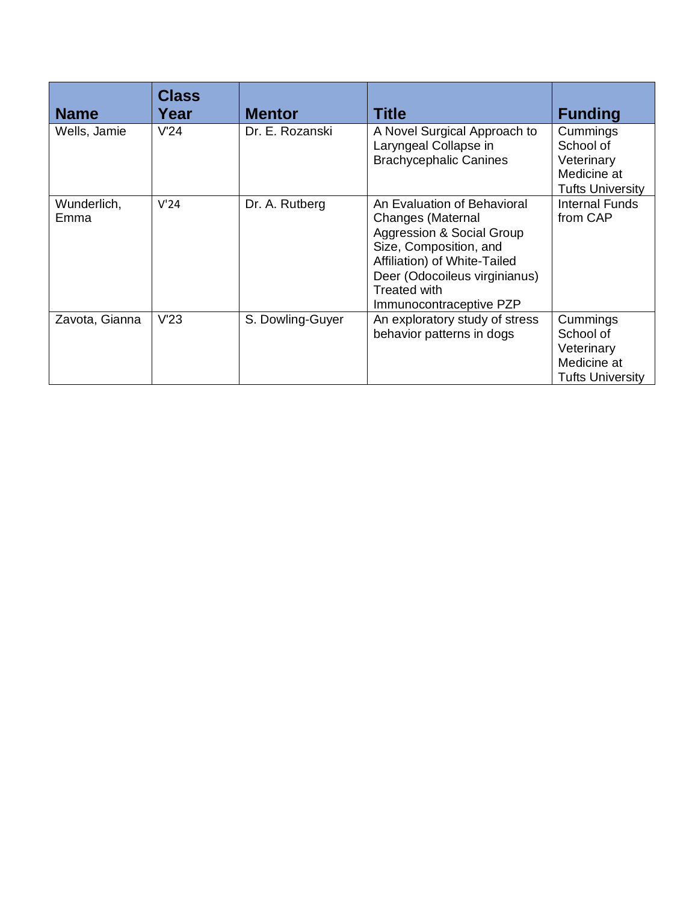| Name | Class Year | Mentor | Title | Funding |
|---|---|---|---|---|
| Wells, Jamie | V'24 | Dr. E. Rozanski | A Novel Surgical Approach to Laryngeal Collapse in Brachycephalic Canines | Cummings School of Veterinary Medicine at Tufts University |
| Wunderlich, Emma | V'24 | Dr. A. Rutberg | An Evaluation of Behavioral Changes (Maternal Aggression & Social Group Size, Composition, and Affiliation) of White-Tailed Deer (Odocoileus virginianus) Treated with Immunocontraceptive PZP | Internal Funds from CAP |
| Zavota, Gianna | V'23 | S. Dowling-Guyer | An exploratory study of stress behavior patterns in dogs | Cummings School of Veterinary Medicine at Tufts University |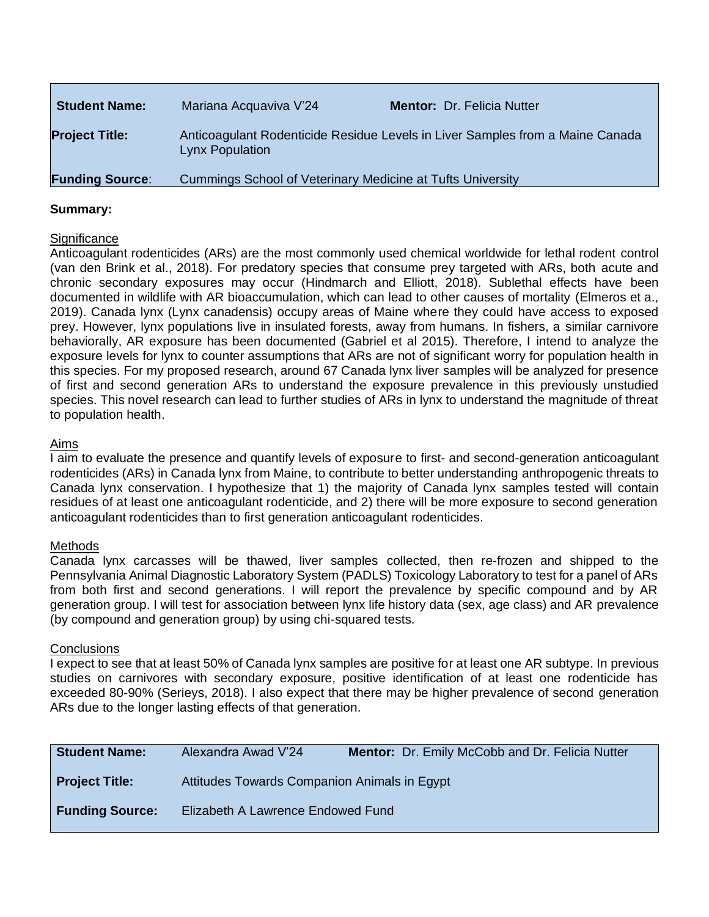| | | | |
|---|---|---|---|
| **Student Name:** | Mariana Acquaviva V'24 | **Mentor:** | Dr. Felicia Nutter |
| **Project Title:** | Anticoagulant Rodenticide Residue Levels in Liver Samples from a Maine Canada Lynx Population | | |
| **Funding Source**: | Cummings School of Veterinary Medicine at Tufts University | | |

**Summary:**

Significance

Anticoagulant rodenticides (ARs) are the most commonly used chemical worldwide for lethal rodent control (van den Brink et al., 2018). For predatory species that consume prey targeted with ARs, both acute and chronic secondary exposures may occur (Hindmarch and Elliott, 2018). Sublethal effects have been documented in wildlife with AR bioaccumulation, which can lead to other causes of mortality (Elmeros et a., 2019). Canada lynx (Lynx canadensis) occupy areas of Maine where they could have access to exposed prey. However, lynx populations live in insulated forests, away from humans. In fishers, a similar carnivore behaviorally, AR exposure has been documented (Gabriel et al 2015). Therefore, I intend to analyze the exposure levels for lynx to counter assumptions that ARs are not of significant worry for population health in this species. For my proposed research, around 67 Canada lynx liver samples will be analyzed for presence of first and second generation ARs to understand the exposure prevalence in this previously unstudied species. This novel research can lead to further studies of ARs in lynx to understand the magnitude of threat to population health.

Aims

I aim to evaluate the presence and quantify levels of exposure to first- and second-generation anticoagulant rodenticides (ARs) in Canada lynx from Maine, to contribute to better understanding anthropogenic threats to Canada lynx conservation. I hypothesize that 1) the majority of Canada lynx samples tested will contain residues of at least one anticoagulant rodenticide, and 2) there will be more exposure to second generation anticoagulant rodenticides than to first generation anticoagulant rodenticides.

Methods

Canada lynx carcasses will be thawed, liver samples collected, then re-frozen and shipped to the Pennsylvania Animal Diagnostic Laboratory System (PADLS) Toxicology Laboratory to test for a panel of ARs from both first and second generations. I will report the prevalence by specific compound and by AR generation group. I will test for association between lynx life history data (sex, age class) and AR prevalence (by compound and generation group) by using chi-squared tests.

Conclusions

I expect to see that at least 50% of Canada lynx samples are positive for at least one AR subtype. In previous studies on carnivores with secondary exposure, positive identification of at least one rodenticide has exceeded 80-90% (Serieys, 2018). I also expect that there may be higher prevalence of second generation ARs due to the longer lasting effects of that generation.

| | | | |
|---|---|---|---|
| **Student Name:** | Alexandra Awad V'24 | **Mentor:** | Dr. Emily McCobb and Dr. Felicia Nutter |
| **Project Title:** | Attitudes Towards Companion Animals in Egypt | | |
| **Funding Source:** | Elizabeth A Lawrence Endowed Fund | | |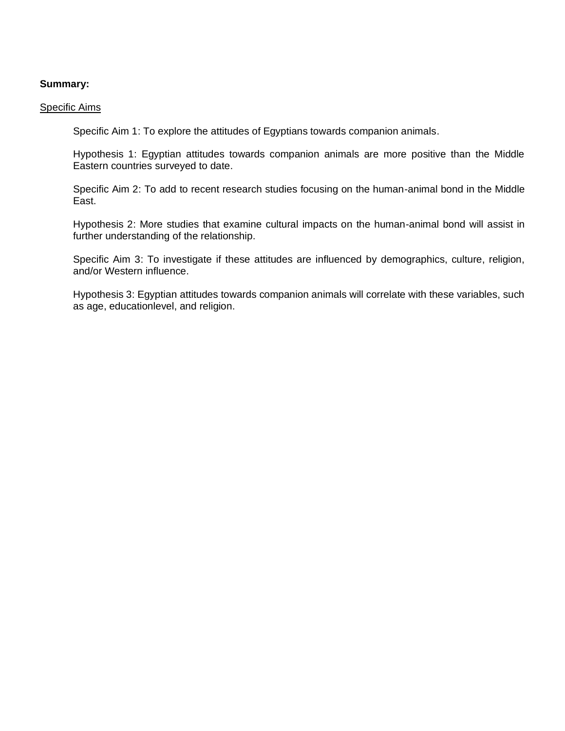**Summary:**

<u>Specific Aims</u>

Specific Aim 1: To explore the attitudes of Egyptians towards companion animals.

Hypothesis 1: Egyptian attitudes towards companion animals are more positive than the Middle Eastern countries surveyed to date.

Specific Aim 2: To add to recent research studies focusing on the human-animal bond in the Middle East.

Hypothesis 2: More studies that examine cultural impacts on the human-animal bond will assist in further understanding of the relationship.

Specific Aim 3: To investigate if these attitudes are influenced by demographics, culture, religion, and/or Western influence.

Hypothesis 3: Egyptian attitudes towards companion animals will correlate with these variables, such as age, educationlevel, and religion.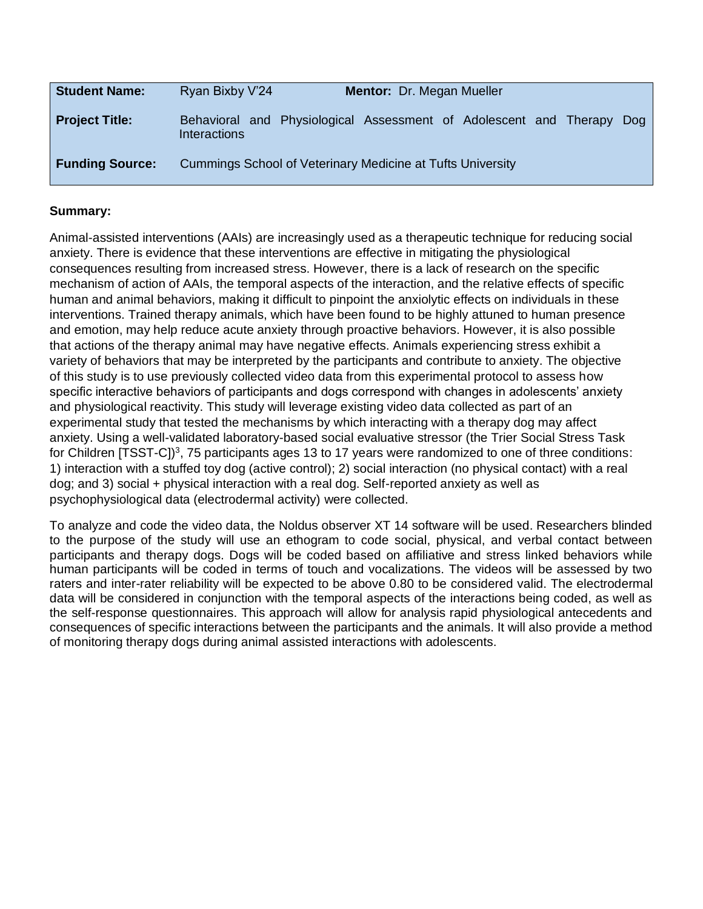| **Student Name:** | Ryan Bixby V'24 | **Mentor:** Dr. Megan Mueller |
| --- | --- | --- |
| **Project Title:** | Behavioral and Physiological Assessment of Adolescent and Therapy Dog Interactions | |
| **Funding Source:** | Cummings School of Veterinary Medicine at Tufts University | |

**Summary:**

Animal-assisted interventions (AAIs) are increasingly used as a therapeutic technique for reducing social anxiety. There is evidence that these interventions are effective in mitigating the physiological consequences resulting from increased stress. However, there is a lack of research on the specific mechanism of action of AAIs, the temporal aspects of the interaction, and the relative effects of specific human and animal behaviors, making it difficult to pinpoint the anxiolytic effects on individuals in these interventions. Trained therapy animals, which have been found to be highly attuned to human presence and emotion, may help reduce acute anxiety through proactive behaviors. However, it is also possible that actions of the therapy animal may have negative effects. Animals experiencing stress exhibit a variety of behaviors that may be interpreted by the participants and contribute to anxiety. The objective of this study is to use previously collected video data from this experimental protocol to assess how specific interactive behaviors of participants and dogs correspond with changes in adolescents' anxiety and physiological reactivity. This study will leverage existing video data collected as part of an experimental study that tested the mechanisms by which interacting with a therapy dog may affect anxiety. Using a well-validated laboratory-based social evaluative stressor (the Trier Social Stress Task for Children [TSST-C])[3], 75 participants ages 13 to 17 years were randomized to one of three conditions: 1) interaction with a stuffed toy dog (active control); 2) social interaction (no physical contact) with a real dog; and 3) social + physical interaction with a real dog. Self-reported anxiety as well as psychophysiological data (electrodermal activity) were collected.

To analyze and code the video data, the Noldus observer XT 14 software will be used. Researchers blinded to the purpose of the study will use an ethogram to code social, physical, and verbal contact between participants and therapy dogs. Dogs will be coded based on affiliative and stress linked behaviors while human participants will be coded in terms of touch and vocalizations. The videos will be assessed by two raters and inter-rater reliability will be expected to be above 0.80 to be considered valid. The electrodermal data will be considered in conjunction with the temporal aspects of the interactions being coded, as well as the self-response questionnaires. This approach will allow for analysis rapid physiological antecedents and consequences of specific interactions between the participants and the animals. It will also provide a method of monitoring therapy dogs during animal assisted interactions with adolescents.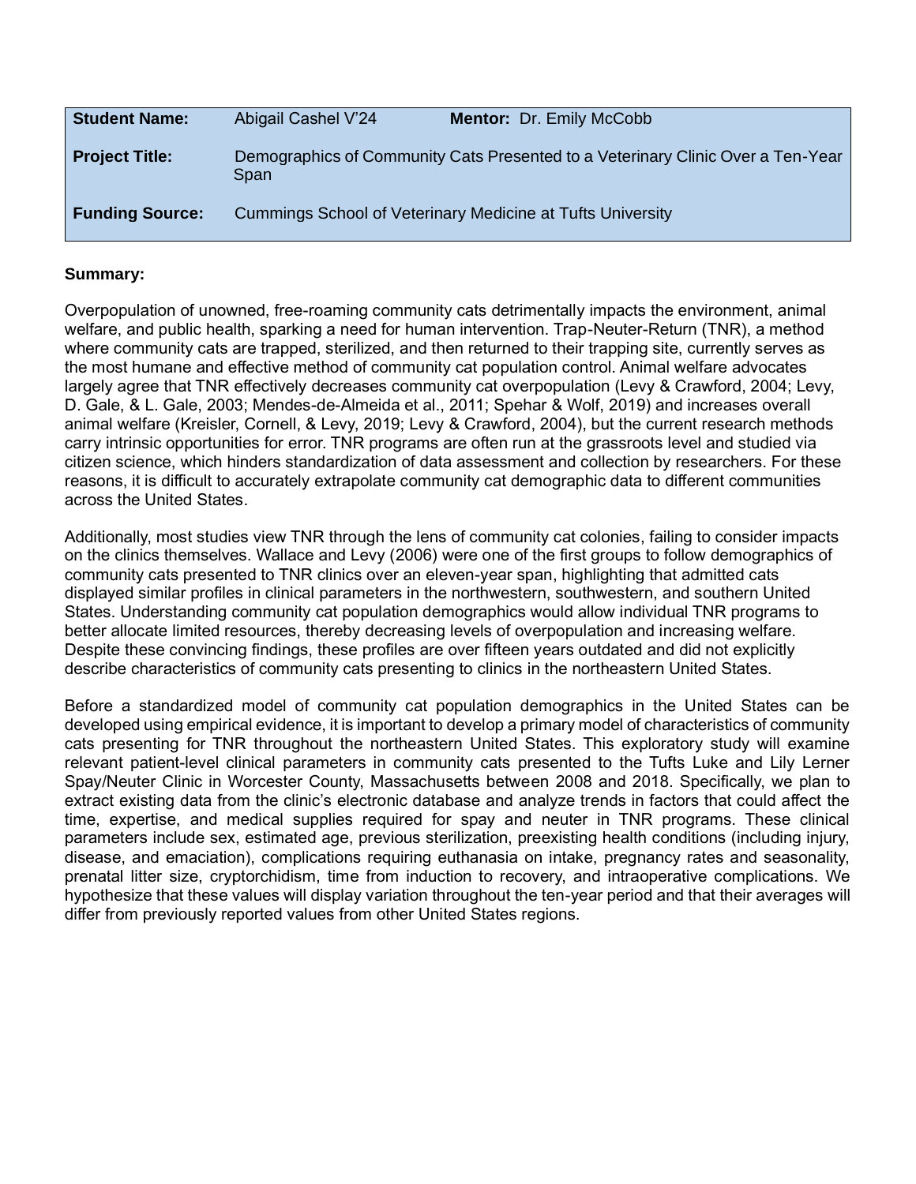| **Student Name:** | Abigail Cashel V'24 | **Mentor:** Dr. Emily McCobb |
| --- | --- | --- |
| **Project Title:** | Demographics of Community Cats Presented to a Veterinary Clinic Over a Ten-Year Span | |
| **Funding Source:** | Cummings School of Veterinary Medicine at Tufts University | |

**Summary:**

Overpopulation of unowned, free-roaming community cats detrimentally impacts the environment, animal welfare, and public health, sparking a need for human intervention. Trap-Neuter-Return (TNR), a method where community cats are trapped, sterilized, and then returned to their trapping site, currently serves as the most humane and effective method of community cat population control. Animal welfare advocates largely agree that TNR effectively decreases community cat overpopulation (Levy & Crawford, 2004; Levy, D. Gale, & L. Gale, 2003; Mendes-de-Almeida et al., 2011; Spehar & Wolf, 2019) and increases overall animal welfare (Kreisler, Cornell, & Levy, 2019; Levy & Crawford, 2004), but the current research methods carry intrinsic opportunities for error. TNR programs are often run at the grassroots level and studied via citizen science, which hinders standardization of data assessment and collection by researchers. For these reasons, it is difficult to accurately extrapolate community cat demographic data to different communities across the United States.

Additionally, most studies view TNR through the lens of community cat colonies, failing to consider impacts on the clinics themselves. Wallace and Levy (2006) were one of the first groups to follow demographics of community cats presented to TNR clinics over an eleven-year span, highlighting that admitted cats displayed similar profiles in clinical parameters in the northwestern, southwestern, and southern United States. Understanding community cat population demographics would allow individual TNR programs to better allocate limited resources, thereby decreasing levels of overpopulation and increasing welfare. Despite these convincing findings, these profiles are over fifteen years outdated and did not explicitly describe characteristics of community cats presenting to clinics in the northeastern United States.

Before a standardized model of community cat population demographics in the United States can be developed using empirical evidence, it is important to develop a primary model of characteristics of community cats presenting for TNR throughout the northeastern United States. This exploratory study will examine relevant patient-level clinical parameters in community cats presented to the Tufts Luke and Lily Lerner Spay/Neuter Clinic in Worcester County, Massachusetts between 2008 and 2018. Specifically, we plan to extract existing data from the clinic's electronic database and analyze trends in factors that could affect the time, expertise, and medical supplies required for spay and neuter in TNR programs. These clinical parameters include sex, estimated age, previous sterilization, preexisting health conditions (including injury, disease, and emaciation), complications requiring euthanasia on intake, pregnancy rates and seasonality, prenatal litter size, cryptorchidism, time from induction to recovery, and intraoperative complications. We hypothesize that these values will display variation throughout the ten-year period and that their averages will differ from previously reported values from other United States regions.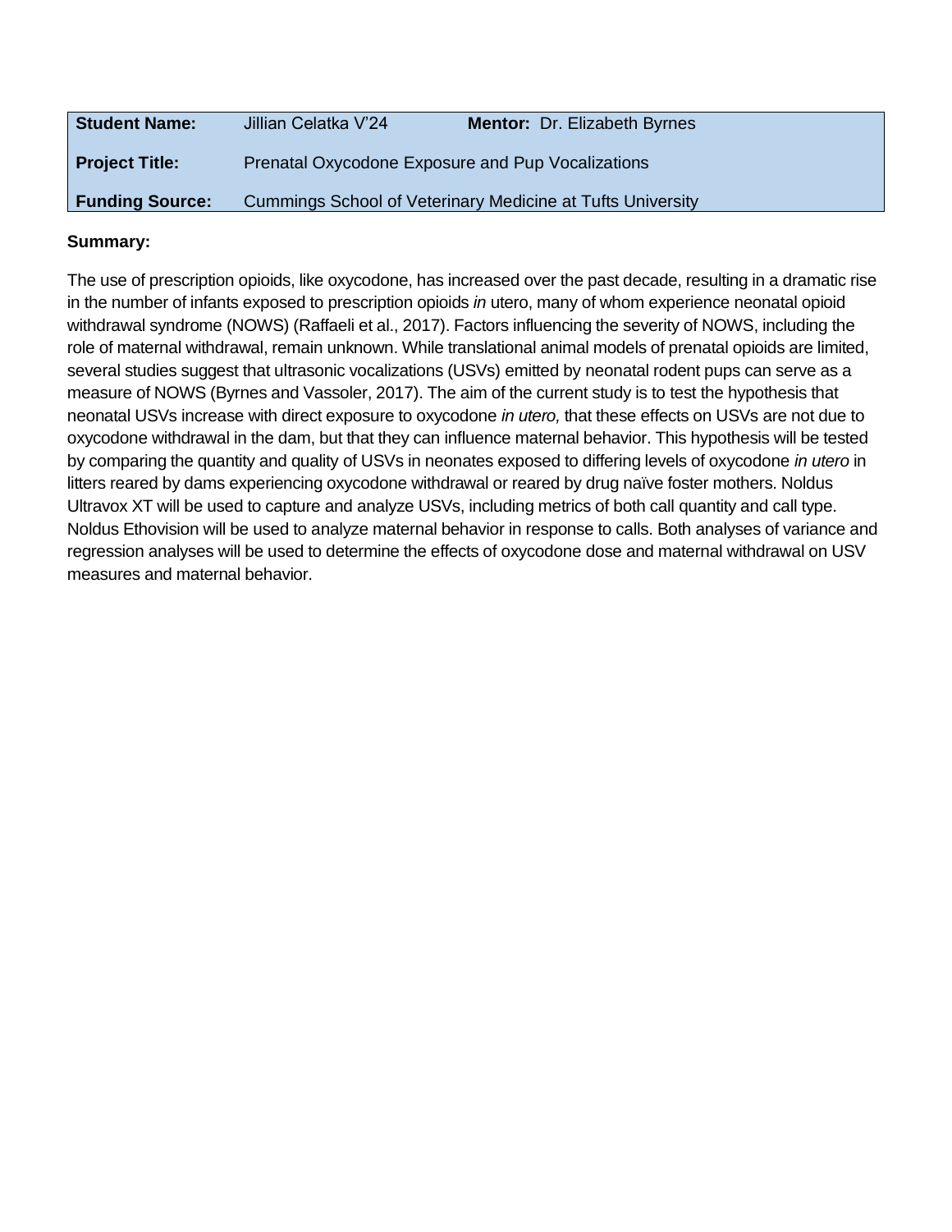| **Student Name:** | Jillian Celatka V'24 | **Mentor:** Dr. Elizabeth Byrnes |
| --- | --- | --- |
| **Project Title:** | Prenatal Oxycodone Exposure and Pup Vocalizations | |
| **Funding Source:** | Cummings School of Veterinary Medicine at Tufts University | |

**Summary:**

The use of prescription opioids, like oxycodone, has increased over the past decade, resulting in a dramatic rise in the number of infants exposed to prescription opioids *in* utero, many of whom experience neonatal opioid withdrawal syndrome (NOWS) (Raffaeli et al., 2017). Factors influencing the severity of NOWS, including the role of maternal withdrawal, remain unknown. While translational animal models of prenatal opioids are limited, several studies suggest that ultrasonic vocalizations (USVs) emitted by neonatal rodent pups can serve as a measure of NOWS (Byrnes and Vassoler, 2017). The aim of the current study is to test the hypothesis that neonatal USVs increase with direct exposure to oxycodone *in utero,* that these effects on USVs are not due to oxycodone withdrawal in the dam, but that they can influence maternal behavior. This hypothesis will be tested by comparing the quantity and quality of USVs in neonates exposed to differing levels of oxycodone *in utero* in litters reared by dams experiencing oxycodone withdrawal or reared by drug naïve foster mothers. Noldus Ultravox XT will be used to capture and analyze USVs, including metrics of both call quantity and call type. Noldus Ethovision will be used to analyze maternal behavior in response to calls. Both analyses of variance and regression analyses will be used to determine the effects of oxycodone dose and maternal withdrawal on USV measures and maternal behavior.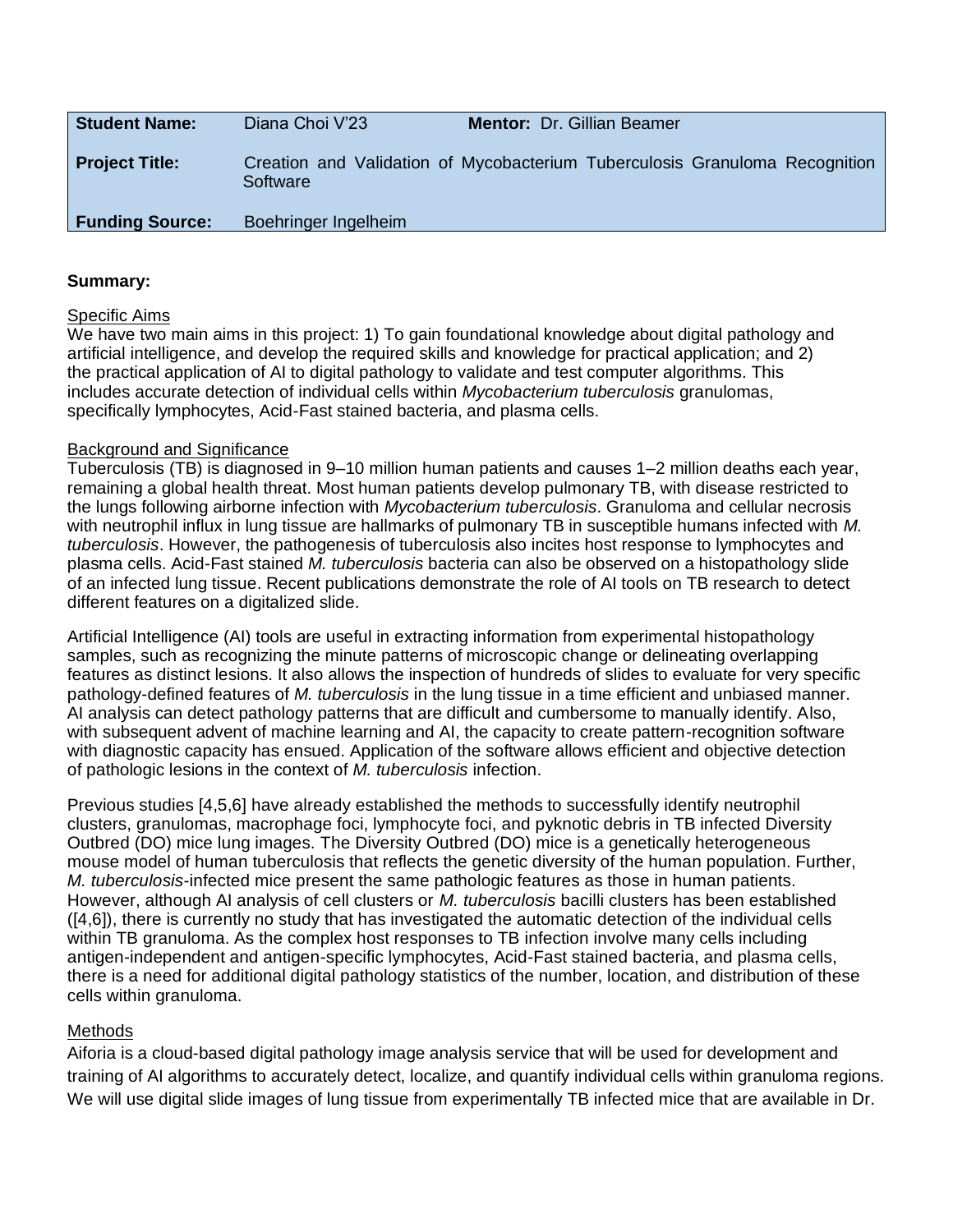| **Student Name:** | Diana Choi V'23 | **Mentor:** Dr. Gillian Beamer |
| --- | --- | --- |
| **Project Title:** | Creation and Validation of Mycobacterium Tuberculosis Granuloma Recognition Software | |
| **Funding Source:** | Boehringer Ingelheim | |

**Summary:**

Specific Aims

We have two main aims in this project: 1) To gain foundational knowledge about digital pathology and artificial intelligence, and develop the required skills and knowledge for practical application; and 2) the practical application of AI to digital pathology to validate and test computer algorithms. This includes accurate detection of individual cells within *Mycobacterium tuberculosis* granulomas, specifically lymphocytes, Acid-Fast stained bacteria, and plasma cells.

Background and Significance

Tuberculosis (TB) is diagnosed in 9–10 million human patients and causes 1–2 million deaths each year, remaining a global health threat. Most human patients develop pulmonary TB, with disease restricted to the lungs following airborne infection with *Mycobacterium tuberculosis*. Granuloma and cellular necrosis with neutrophil influx in lung tissue are hallmarks of pulmonary TB in susceptible humans infected with *M. tuberculosis*. However, the pathogenesis of tuberculosis also incites host response to lymphocytes and plasma cells. Acid-Fast stained *M. tuberculosis* bacteria can also be observed on a histopathology slide of an infected lung tissue. Recent publications demonstrate the role of AI tools on TB research to detect different features on a digitalized slide.

Artificial Intelligence (AI) tools are useful in extracting information from experimental histopathology samples, such as recognizing the minute patterns of microscopic change or delineating overlapping features as distinct lesions. It also allows the inspection of hundreds of slides to evaluate for very specific pathology-defined features of *M. tuberculosis* in the lung tissue in a time efficient and unbiased manner. AI analysis can detect pathology patterns that are difficult and cumbersome to manually identify. Also, with subsequent advent of machine learning and AI, the capacity to create pattern-recognition software with diagnostic capacity has ensued. Application of the software allows efficient and objective detection of pathologic lesions in the context of *M. tuberculosis* infection.

Previous studies [4,5,6] have already established the methods to successfully identify neutrophil clusters, granulomas, macrophage foci, lymphocyte foci, and pyknotic debris in TB infected Diversity Outbred (DO) mice lung images. The Diversity Outbred (DO) mice is a genetically heterogeneous mouse model of human tuberculosis that reflects the genetic diversity of the human population. Further, *M. tuberculosis*-infected mice present the same pathologic features as those in human patients. However, although AI analysis of cell clusters or *M. tuberculosis* bacilli clusters has been established ([4,6]), there is currently no study that has investigated the automatic detection of the individual cells within TB granuloma. As the complex host responses to TB infection involve many cells including antigen-independent and antigen-specific lymphocytes, Acid-Fast stained bacteria, and plasma cells, there is a need for additional digital pathology statistics of the number, location, and distribution of these cells within granuloma.

Methods

Aiforia is a cloud-based digital pathology image analysis service that will be used for development and training of AI algorithms to accurately detect, localize, and quantify individual cells within granuloma regions. We will use digital slide images of lung tissue from experimentally TB infected mice that are available in Dr.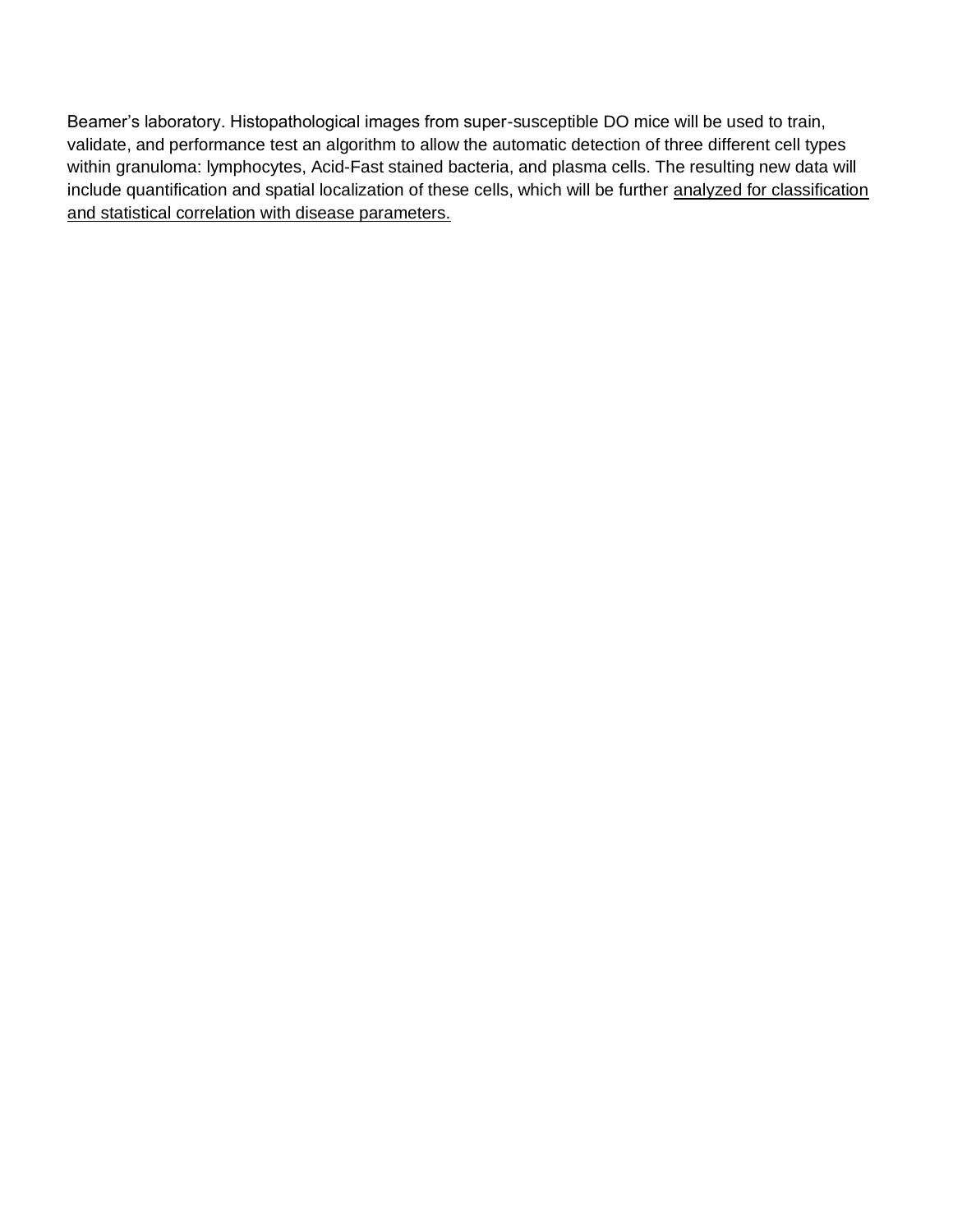Beamer's laboratory. Histopathological images from super-susceptible DO mice will be used to train, validate, and performance test an algorithm to allow the automatic detection of three different cell types within granuloma: lymphocytes, Acid-Fast stained bacteria, and plasma cells. The resulting new data will include quantification and spatial localization of these cells, which will be further <u>analyzed for classification and statistical correlation with disease parameters.</u>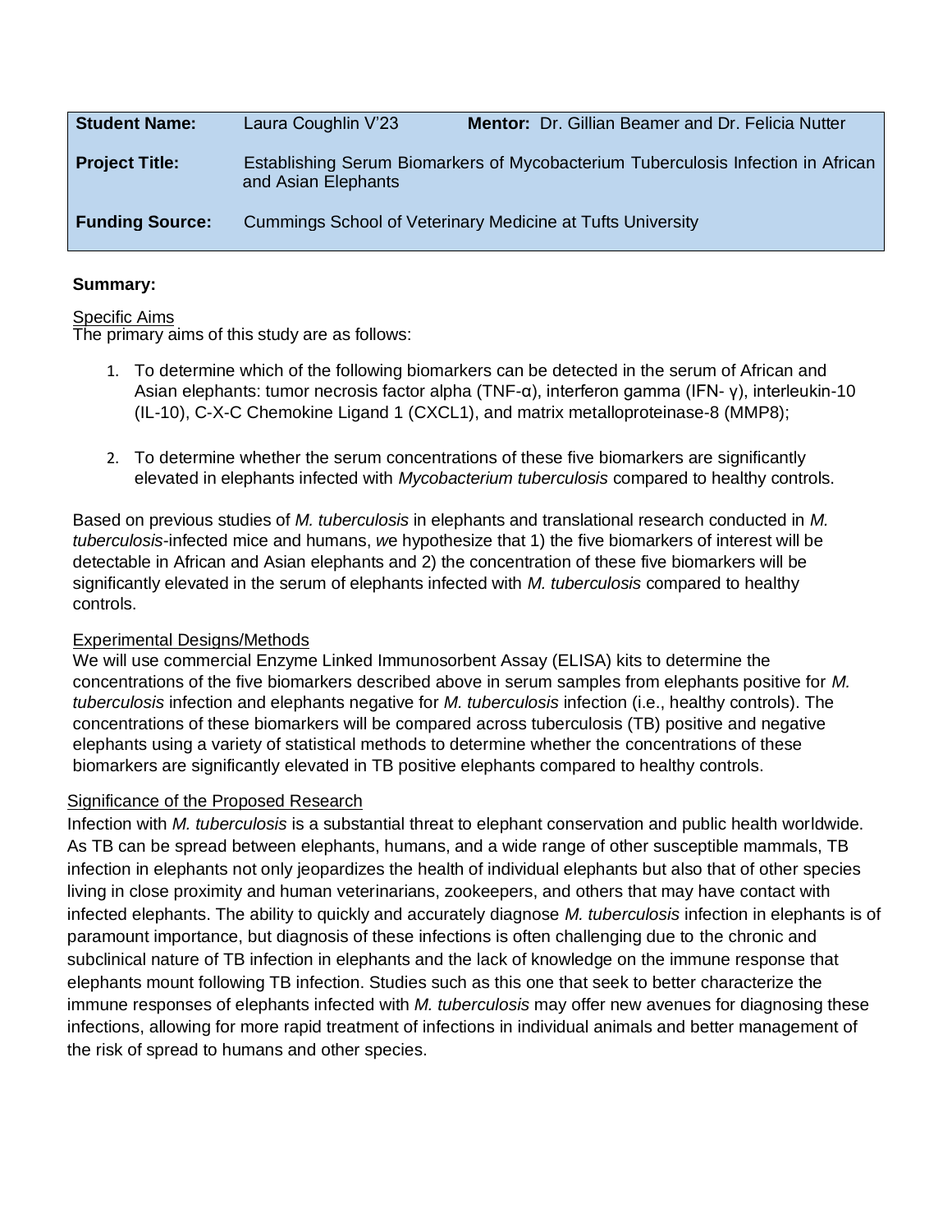| **Student Name:** | Laura Coughlin V'23 | **Mentor:** Dr. Gillian Beamer and Dr. Felicia Nutter |
| --- | --- | --- |
| **Project Title:** | Establishing Serum Biomarkers of Mycobacterium Tuberculosis Infection in African and Asian Elephants | |
| **Funding Source:** | Cummings School of Veterinary Medicine at Tufts University | |

**Summary:**

Specific Aims

The primary aims of this study are as follows:

1. To determine which of the following biomarkers can be detected in the serum of African and Asian elephants: tumor necrosis factor alpha (TNF-α), interferon gamma (IFN- γ), interleukin-10 (IL-10), C-X-C Chemokine Ligand 1 (CXCL1), and matrix metalloproteinase-8 (MMP8);

2. To determine whether the serum concentrations of these five biomarkers are significantly elevated in elephants infected with *Mycobacterium tuberculosis* compared to healthy controls.

Based on previous studies of *M. tuberculosis* in elephants and translational research conducted in *M. tuberculosis*-infected mice and humans, *w*e hypothesize that 1) the five biomarkers of interest will be detectable in African and Asian elephants and 2) the concentration of these five biomarkers will be significantly elevated in the serum of elephants infected with *M. tuberculosis* compared to healthy controls.

Experimental Designs/Methods

We will use commercial Enzyme Linked Immunosorbent Assay (ELISA) kits to determine the concentrations of the five biomarkers described above in serum samples from elephants positive for *M. tuberculosis* infection and elephants negative for *M. tuberculosis* infection (i.e., healthy controls). The concentrations of these biomarkers will be compared across tuberculosis (TB) positive and negative elephants using a variety of statistical methods to determine whether the concentrations of these biomarkers are significantly elevated in TB positive elephants compared to healthy controls.

Significance of the Proposed Research

Infection with *M. tuberculosis* is a substantial threat to elephant conservation and public health worldwide. As TB can be spread between elephants, humans, and a wide range of other susceptible mammals, TB infection in elephants not only jeopardizes the health of individual elephants but also that of other species living in close proximity and human veterinarians, zookeepers, and others that may have contact with infected elephants. The ability to quickly and accurately diagnose *M. tuberculosis* infection in elephants is of paramount importance, but diagnosis of these infections is often challenging due to the chronic and subclinical nature of TB infection in elephants and the lack of knowledge on the immune response that elephants mount following TB infection. Studies such as this one that seek to better characterize the immune responses of elephants infected with *M. tuberculosis* may offer new avenues for diagnosing these infections, allowing for more rapid treatment of infections in individual animals and better management of the risk of spread to humans and other species.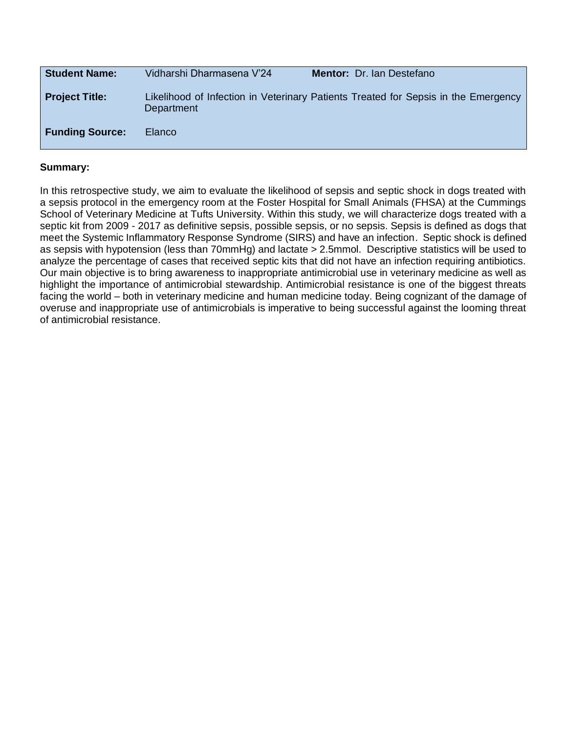| Student Name: | Vidharshi Dharmasena V'24 | Mentor: Dr. Ian Destefano |
| --- | --- | --- |
| Project Title: | Likelihood of Infection in Veterinary Patients Treated for Sepsis in the Emergency Department | |
| Funding Source: | Elanco | |

**Summary:**

In this retrospective study, we aim to evaluate the likelihood of sepsis and septic shock in dogs treated with a sepsis protocol in the emergency room at the Foster Hospital for Small Animals (FHSA) at the Cummings School of Veterinary Medicine at Tufts University. Within this study, we will characterize dogs treated with a septic kit from 2009 - 2017 as definitive sepsis, possible sepsis, or no sepsis. Sepsis is defined as dogs that meet the Systemic Inflammatory Response Syndrome (SIRS) and have an infection. Septic shock is defined as sepsis with hypotension (less than 70mmHg) and lactate > 2.5mmol. Descriptive statistics will be used to analyze the percentage of cases that received septic kits that did not have an infection requiring antibiotics. Our main objective is to bring awareness to inappropriate antimicrobial use in veterinary medicine as well as highlight the importance of antimicrobial stewardship. Antimicrobial resistance is one of the biggest threats facing the world – both in veterinary medicine and human medicine today. Being cognizant of the damage of overuse and inappropriate use of antimicrobials is imperative to being successful against the looming threat of antimicrobial resistance.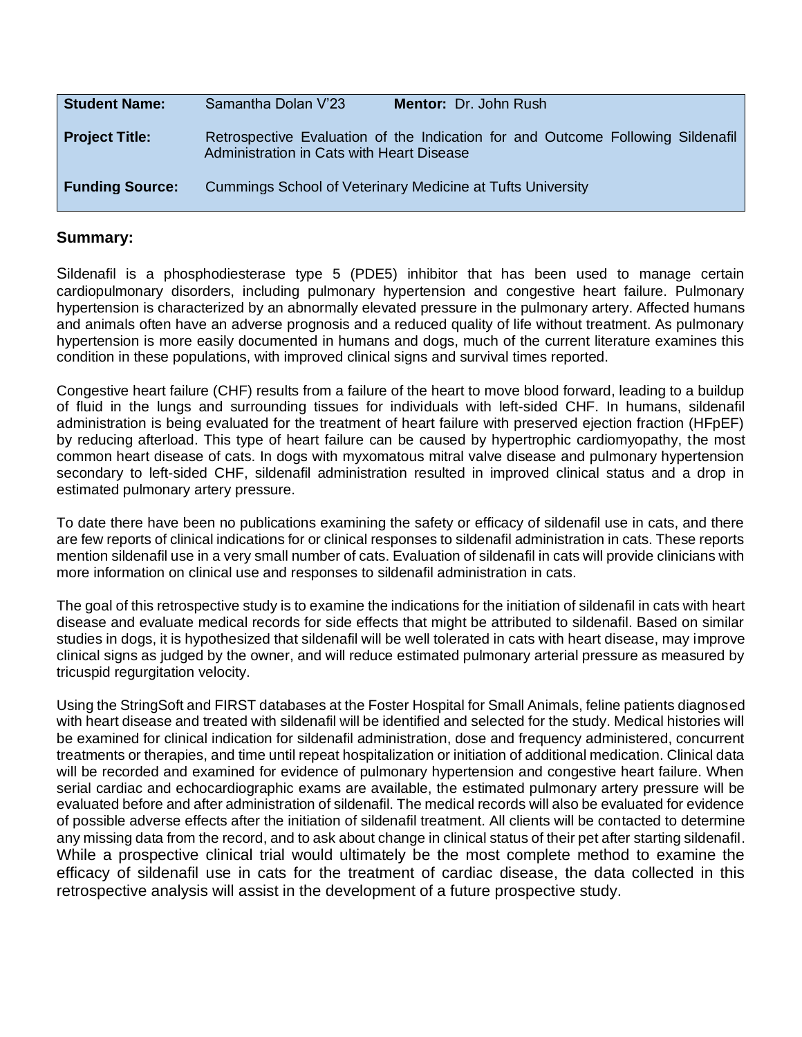| | | |
|---|---|---|
| **Student Name:** | Samantha Dolan V'23 | **Mentor:** Dr. John Rush |
| **Project Title:** | Retrospective Evaluation of the Indication for and Outcome Following Sildenafil Administration in Cats with Heart Disease | |
| **Funding Source:** | Cummings School of Veterinary Medicine at Tufts University | |

**Summary:**

Sildenafil is a phosphodiesterase type 5 (PDE5) inhibitor that has been used to manage certain cardiopulmonary disorders, including pulmonary hypertension and congestive heart failure. Pulmonary hypertension is characterized by an abnormally elevated pressure in the pulmonary artery. Affected humans and animals often have an adverse prognosis and a reduced quality of life without treatment. As pulmonary hypertension is more easily documented in humans and dogs, much of the current literature examines this condition in these populations, with improved clinical signs and survival times reported.

Congestive heart failure (CHF) results from a failure of the heart to move blood forward, leading to a buildup of fluid in the lungs and surrounding tissues for individuals with left-sided CHF. In humans, sildenafil administration is being evaluated for the treatment of heart failure with preserved ejection fraction (HFpEF) by reducing afterload. This type of heart failure can be caused by hypertrophic cardiomyopathy, the most common heart disease of cats. In dogs with myxomatous mitral valve disease and pulmonary hypertension secondary to left-sided CHF, sildenafil administration resulted in improved clinical status and a drop in estimated pulmonary artery pressure.

To date there have been no publications examining the safety or efficacy of sildenafil use in cats, and there are few reports of clinical indications for or clinical responses to sildenafil administration in cats. These reports mention sildenafil use in a very small number of cats. Evaluation of sildenafil in cats will provide clinicians with more information on clinical use and responses to sildenafil administration in cats.

The goal of this retrospective study is to examine the indications for the initiation of sildenafil in cats with heart disease and evaluate medical records for side effects that might be attributed to sildenafil. Based on similar studies in dogs, it is hypothesized that sildenafil will be well tolerated in cats with heart disease, may improve clinical signs as judged by the owner, and will reduce estimated pulmonary arterial pressure as measured by tricuspid regurgitation velocity.

Using the StringSoft and FIRST databases at the Foster Hospital for Small Animals, feline patients diagnosed with heart disease and treated with sildenafil will be identified and selected for the study. Medical histories will be examined for clinical indication for sildenafil administration, dose and frequency administered, concurrent treatments or therapies, and time until repeat hospitalization or initiation of additional medication. Clinical data will be recorded and examined for evidence of pulmonary hypertension and congestive heart failure. When serial cardiac and echocardiographic exams are available, the estimated pulmonary artery pressure will be evaluated before and after administration of sildenafil. The medical records will also be evaluated for evidence of possible adverse effects after the initiation of sildenafil treatment. All clients will be contacted to determine any missing data from the record, and to ask about change in clinical status of their pet after starting sildenafil. While a prospective clinical trial would ultimately be the most complete method to examine the efficacy of sildenafil use in cats for the treatment of cardiac disease, the data collected in this retrospective analysis will assist in the development of a future prospective study.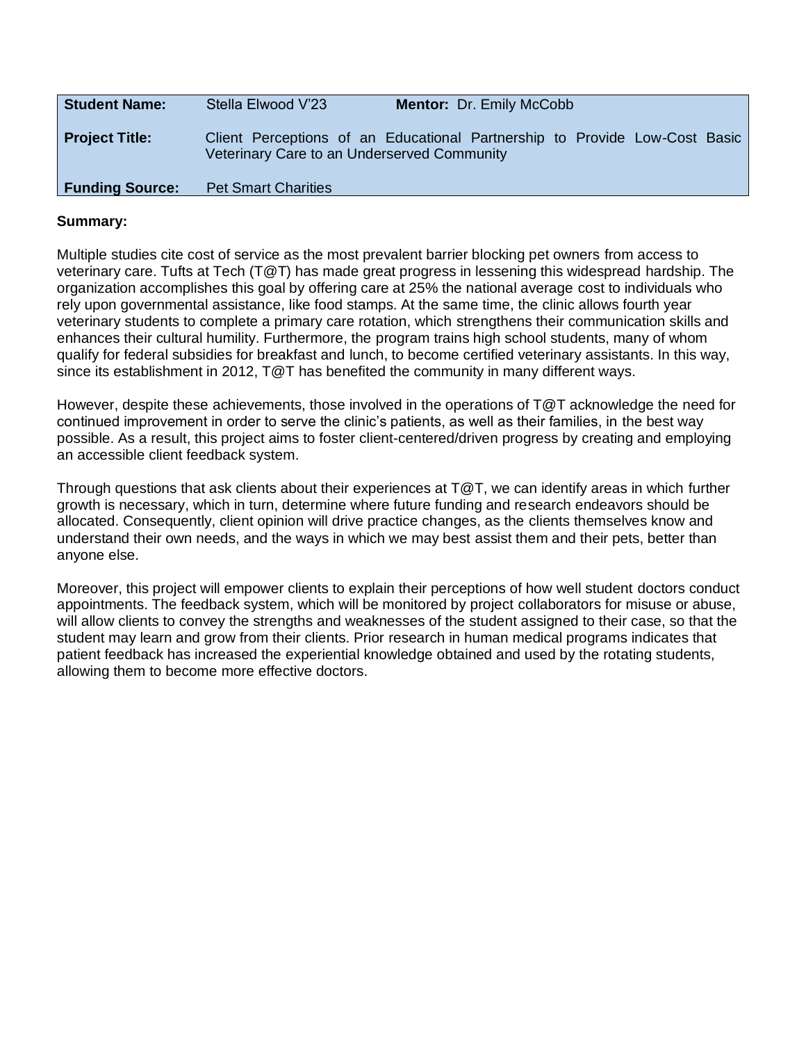| | | | |
|---|---|---|---|
| **Student Name:** | Stella Elwood V'23 | **Mentor:** | Dr. Emily McCobb |
| **Project Title:** | Client Perceptions of an Educational Partnership to Provide Low-Cost Basic Veterinary Care to an Underserved Community | | |
| **Funding Source:** | Pet Smart Charities | | |

**Summary:**

Multiple studies cite cost of service as the most prevalent barrier blocking pet owners from access to veterinary care. Tufts at Tech (T@T) has made great progress in lessening this widespread hardship. The organization accomplishes this goal by offering care at 25% the national average cost to individuals who rely upon governmental assistance, like food stamps. At the same time, the clinic allows fourth year veterinary students to complete a primary care rotation, which strengthens their communication skills and enhances their cultural humility. Furthermore, the program trains high school students, many of whom qualify for federal subsidies for breakfast and lunch, to become certified veterinary assistants. In this way, since its establishment in 2012, T@T has benefited the community in many different ways.

However, despite these achievements, those involved in the operations of T@T acknowledge the need for continued improvement in order to serve the clinic's patients, as well as their families, in the best way possible. As a result, this project aims to foster client-centered/driven progress by creating and employing an accessible client feedback system.

Through questions that ask clients about their experiences at T@T, we can identify areas in which further growth is necessary, which in turn, determine where future funding and research endeavors should be allocated. Consequently, client opinion will drive practice changes, as the clients themselves know and understand their own needs, and the ways in which we may best assist them and their pets, better than anyone else.

Moreover, this project will empower clients to explain their perceptions of how well student doctors conduct appointments. The feedback system, which will be monitored by project collaborators for misuse or abuse, will allow clients to convey the strengths and weaknesses of the student assigned to their case, so that the student may learn and grow from their clients. Prior research in human medical programs indicates that patient feedback has increased the experiential knowledge obtained and used by the rotating students, allowing them to become more effective doctors.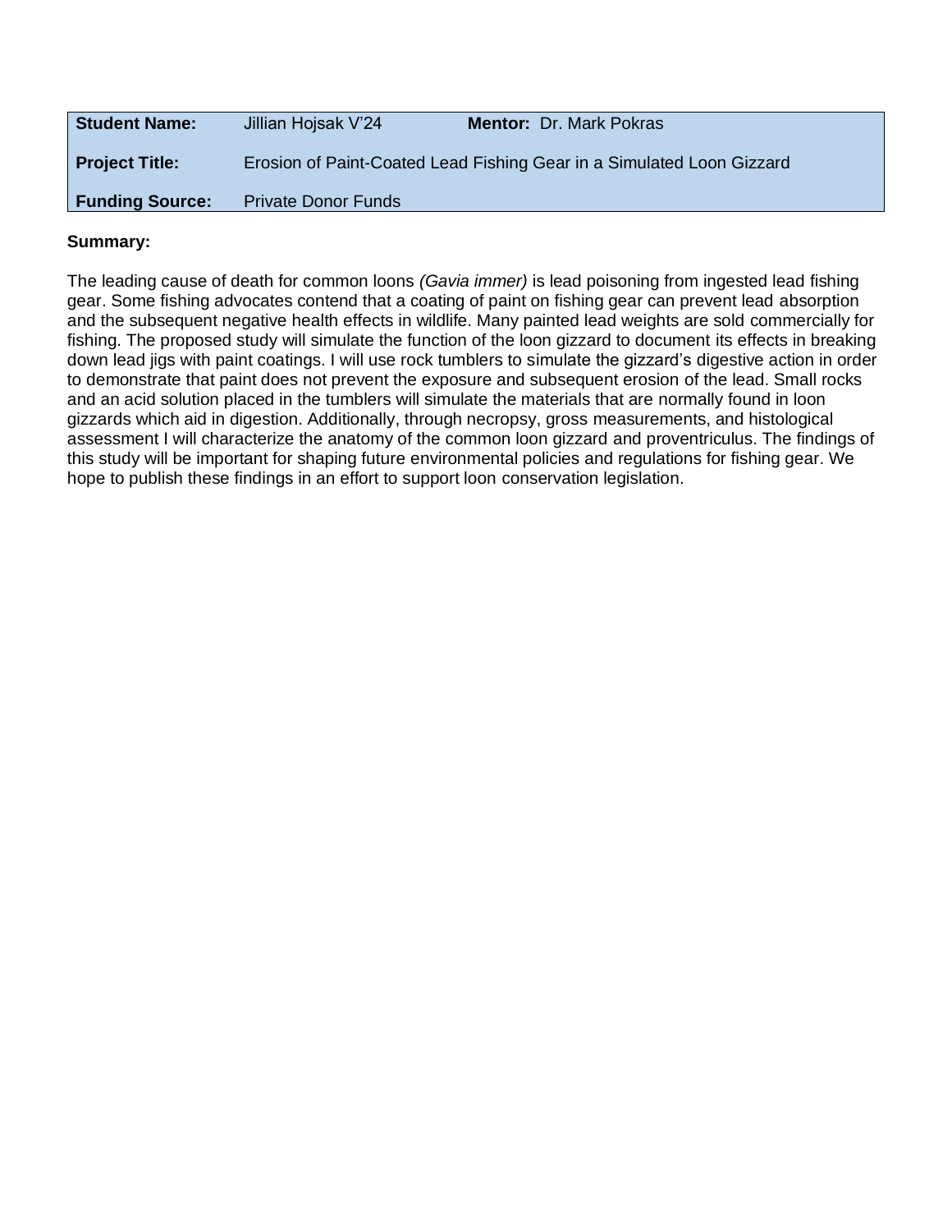| **Student Name:** | Jillian Hojsak V'24 | **Mentor:** Dr. Mark Pokras |
| --- | --- | --- |
| **Project Title:** | Erosion of Paint-Coated Lead Fishing Gear in a Simulated Loon Gizzard | |
| **Funding Source:** | Private Donor Funds | |

**Summary:**

The leading cause of death for common loons *(Gavia immer)* is lead poisoning from ingested lead fishing gear. Some fishing advocates contend that a coating of paint on fishing gear can prevent lead absorption and the subsequent negative health effects in wildlife. Many painted lead weights are sold commercially for fishing. The proposed study will simulate the function of the loon gizzard to document its effects in breaking down lead jigs with paint coatings. I will use rock tumblers to simulate the gizzard's digestive action in order to demonstrate that paint does not prevent the exposure and subsequent erosion of the lead. Small rocks and an acid solution placed in the tumblers will simulate the materials that are normally found in loon gizzards which aid in digestion. Additionally, through necropsy, gross measurements, and histological assessment I will characterize the anatomy of the common loon gizzard and proventriculus. The findings of this study will be important for shaping future environmental policies and regulations for fishing gear. We hope to publish these findings in an effort to support loon conservation legislation.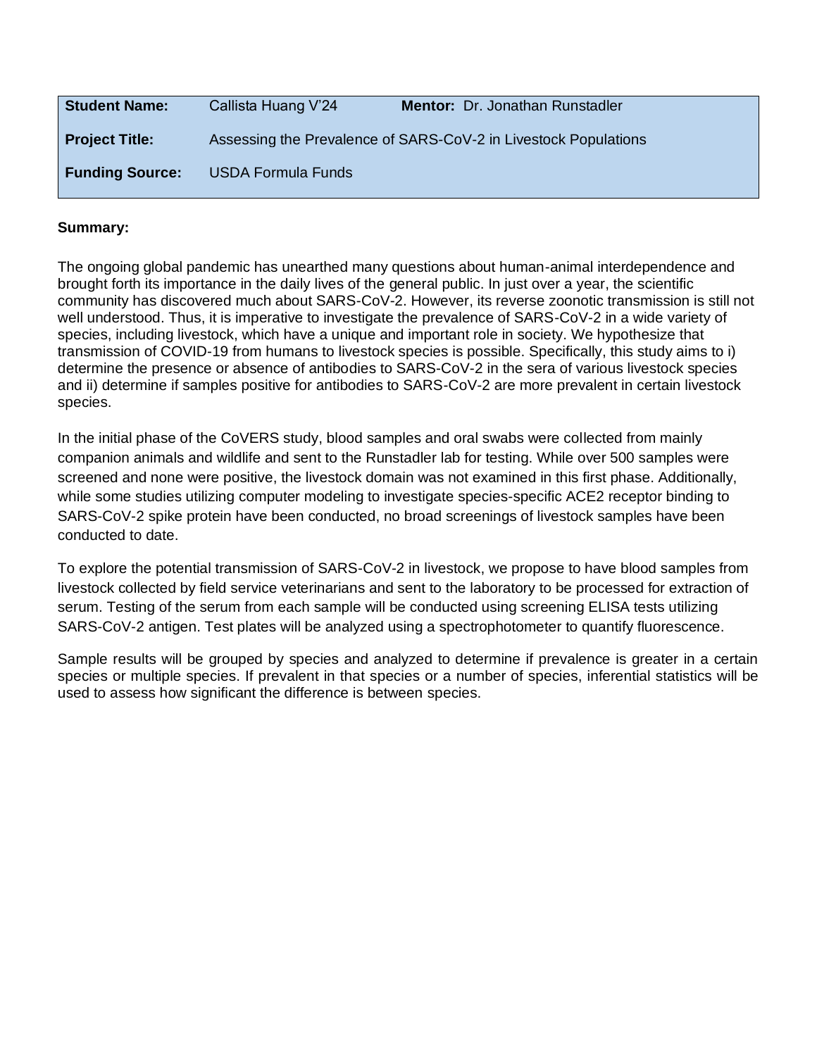| **Student Name:** | Callista Huang V'24 | **Mentor:** Dr. Jonathan Runstadler |
| --- | --- | --- |
| **Project Title:** | Assessing the Prevalence of SARS-CoV-2 in Livestock Populations | |
| **Funding Source:** | USDA Formula Funds | |

**Summary:**

The ongoing global pandemic has unearthed many questions about human-animal interdependence and brought forth its importance in the daily lives of the general public. In just over a year, the scientific community has discovered much about SARS-CoV-2. However, its reverse zoonotic transmission is still not well understood. Thus, it is imperative to investigate the prevalence of SARS-CoV-2 in a wide variety of species, including livestock, which have a unique and important role in society. We hypothesize that transmission of COVID-19 from humans to livestock species is possible. Specifically, this study aims to i) determine the presence or absence of antibodies to SARS-CoV-2 in the sera of various livestock species and ii) determine if samples positive for antibodies to SARS-CoV-2 are more prevalent in certain livestock species.

In the initial phase of the CoVERS study, blood samples and oral swabs were collected from mainly companion animals and wildlife and sent to the Runstadler lab for testing. While over 500 samples were screened and none were positive, the livestock domain was not examined in this first phase. Additionally, while some studies utilizing computer modeling to investigate species-specific ACE2 receptor binding to SARS-CoV-2 spike protein have been conducted, no broad screenings of livestock samples have been conducted to date.

To explore the potential transmission of SARS-CoV-2 in livestock, we propose to have blood samples from livestock collected by field service veterinarians and sent to the laboratory to be processed for extraction of serum. Testing of the serum from each sample will be conducted using screening ELISA tests utilizing SARS-CoV-2 antigen. Test plates will be analyzed using a spectrophotometer to quantify fluorescence.

Sample results will be grouped by species and analyzed to determine if prevalence is greater in a certain species or multiple species. If prevalent in that species or a number of species, inferential statistics will be used to assess how significant the difference is between species.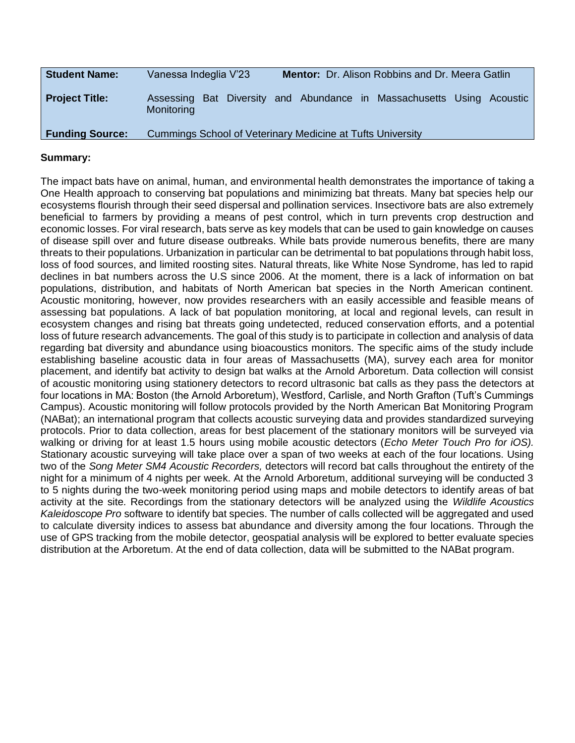| | | | |
|---|---|---|---|
| **Student Name:** | Vanessa Indeglia V'23 | **Mentor:** | Dr. Alison Robbins and Dr. Meera Gatlin |
| **Project Title:** | Assessing Bat Diversity and Abundance in Massachusetts Using Acoustic Monitoring | | |
| **Funding Source:** | Cummings School of Veterinary Medicine at Tufts University | | |

**Summary:**

The impact bats have on animal, human, and environmental health demonstrates the importance of taking a One Health approach to conserving bat populations and minimizing bat threats. Many bat species help our ecosystems flourish through their seed dispersal and pollination services. Insectivore bats are also extremely beneficial to farmers by providing a means of pest control, which in turn prevents crop destruction and economic losses. For viral research, bats serve as key models that can be used to gain knowledge on causes of disease spill over and future disease outbreaks. While bats provide numerous benefits, there are many threats to their populations. Urbanization in particular can be detrimental to bat populations through habit loss, loss of food sources, and limited roosting sites. Natural threats, like White Nose Syndrome, has led to rapid declines in bat numbers across the U.S since 2006. At the moment, there is a lack of information on bat populations, distribution, and habitats of North American bat species in the North American continent. Acoustic monitoring, however, now provides researchers with an easily accessible and feasible means of assessing bat populations. A lack of bat population monitoring, at local and regional levels, can result in ecosystem changes and rising bat threats going undetected, reduced conservation efforts, and a potential loss of future research advancements. The goal of this study is to participate in collection and analysis of data regarding bat diversity and abundance using bioacoustics monitors. The specific aims of the study include establishing baseline acoustic data in four areas of Massachusetts (MA), survey each area for monitor placement, and identify bat activity to design bat walks at the Arnold Arboretum. Data collection will consist of acoustic monitoring using stationery detectors to record ultrasonic bat calls as they pass the detectors at four locations in MA: Boston (the Arnold Arboretum), Westford, Carlisle, and North Grafton (Tuft's Cummings Campus). Acoustic monitoring will follow protocols provided by the North American Bat Monitoring Program (NABat); an international program that collects acoustic surveying data and provides standardized surveying protocols. Prior to data collection, areas for best placement of the stationary monitors will be surveyed via walking or driving for at least 1.5 hours using mobile acoustic detectors (*Echo Meter Touch Pro for iOS).* Stationary acoustic surveying will take place over a span of two weeks at each of the four locations. Using two of the *Song Meter SM4 Acoustic Recorders,* detectors will record bat calls throughout the entirety of the night for a minimum of 4 nights per week. At the Arnold Arboretum, additional surveying will be conducted 3 to 5 nights during the two-week monitoring period using maps and mobile detectors to identify areas of bat activity at the site. Recordings from the stationary detectors will be analyzed using the *Wildlife Acoustics Kaleidoscope Pro* software to identify bat species. The number of calls collected will be aggregated and used to calculate diversity indices to assess bat abundance and diversity among the four locations. Through the use of GPS tracking from the mobile detector, geospatial analysis will be explored to better evaluate species distribution at the Arboretum. At the end of data collection, data will be submitted to the NABat program.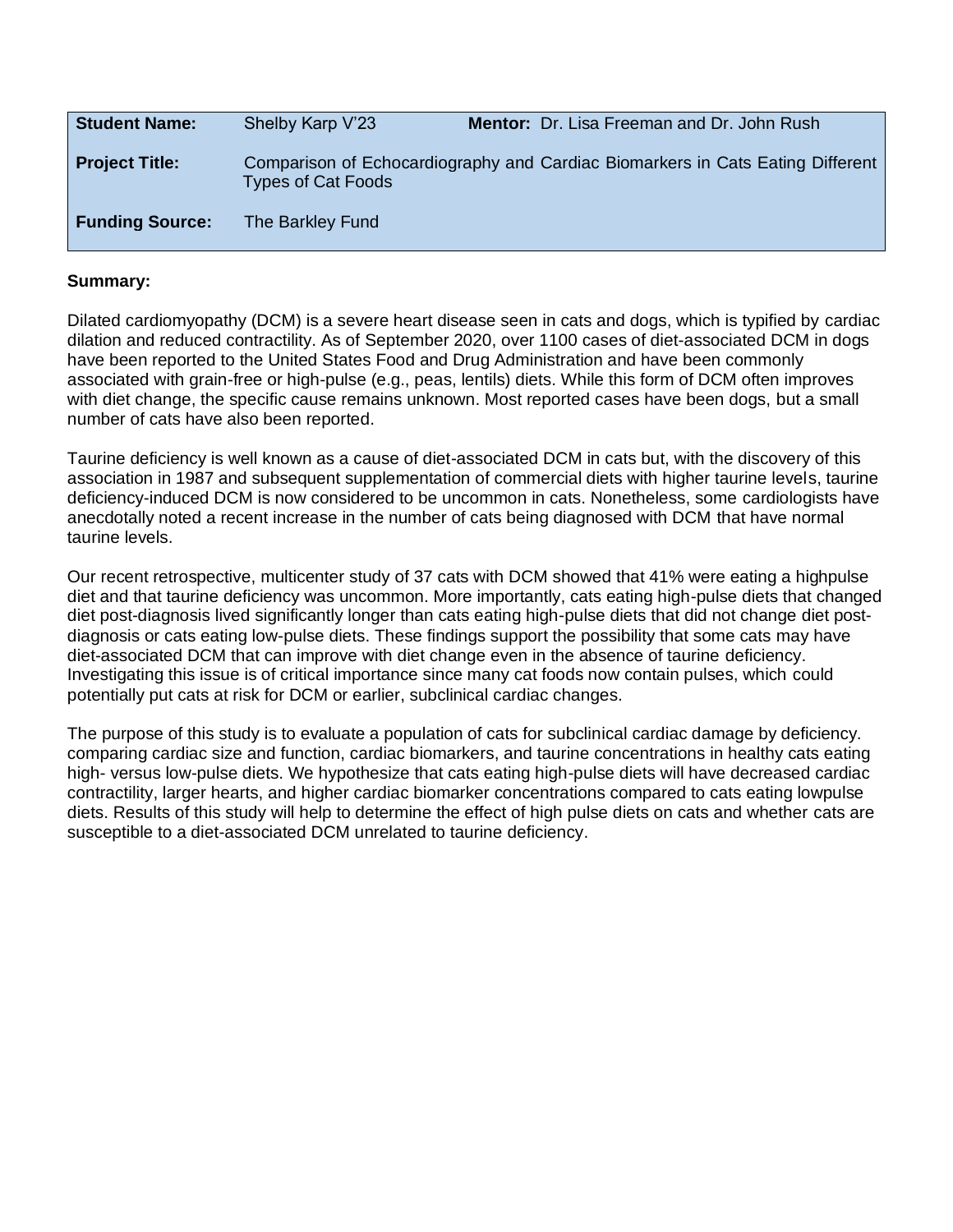| **Student Name:** | Shelby Karp V'23 | **Mentor:** Dr. Lisa Freeman and Dr. John Rush |
| --- | --- | --- |
| **Project Title:** | Comparison of Echocardiography and Cardiac Biomarkers in Cats Eating Different Types of Cat Foods | |
| **Funding Source:** | The Barkley Fund | |

**Summary:**

Dilated cardiomyopathy (DCM) is a severe heart disease seen in cats and dogs, which is typified by cardiac dilation and reduced contractility. As of September 2020, over 1100 cases of diet-associated DCM in dogs have been reported to the United States Food and Drug Administration and have been commonly associated with grain-free or high-pulse (e.g., peas, lentils) diets. While this form of DCM often improves with diet change, the specific cause remains unknown. Most reported cases have been dogs, but a small number of cats have also been reported.

Taurine deficiency is well known as a cause of diet-associated DCM in cats but, with the discovery of this association in 1987 and subsequent supplementation of commercial diets with higher taurine levels, taurine deficiency-induced DCM is now considered to be uncommon in cats. Nonetheless, some cardiologists have anecdotally noted a recent increase in the number of cats being diagnosed with DCM that have normal taurine levels.

Our recent retrospective, multicenter study of 37 cats with DCM showed that 41% were eating a highpulse diet and that taurine deficiency was uncommon. More importantly, cats eating high-pulse diets that changed diet post-diagnosis lived significantly longer than cats eating high-pulse diets that did not change diet post-diagnosis or cats eating low-pulse diets. These findings support the possibility that some cats may have diet-associated DCM that can improve with diet change even in the absence of taurine deficiency. Investigating this issue is of critical importance since many cat foods now contain pulses, which could potentially put cats at risk for DCM or earlier, subclinical cardiac changes.

The purpose of this study is to evaluate a population of cats for subclinical cardiac damage by deficiency. comparing cardiac size and function, cardiac biomarkers, and taurine concentrations in healthy cats eating high- versus low-pulse diets. We hypothesize that cats eating high-pulse diets will have decreased cardiac contractility, larger hearts, and higher cardiac biomarker concentrations compared to cats eating lowpulse diets. Results of this study will help to determine the effect of high pulse diets on cats and whether cats are susceptible to a diet-associated DCM unrelated to taurine deficiency.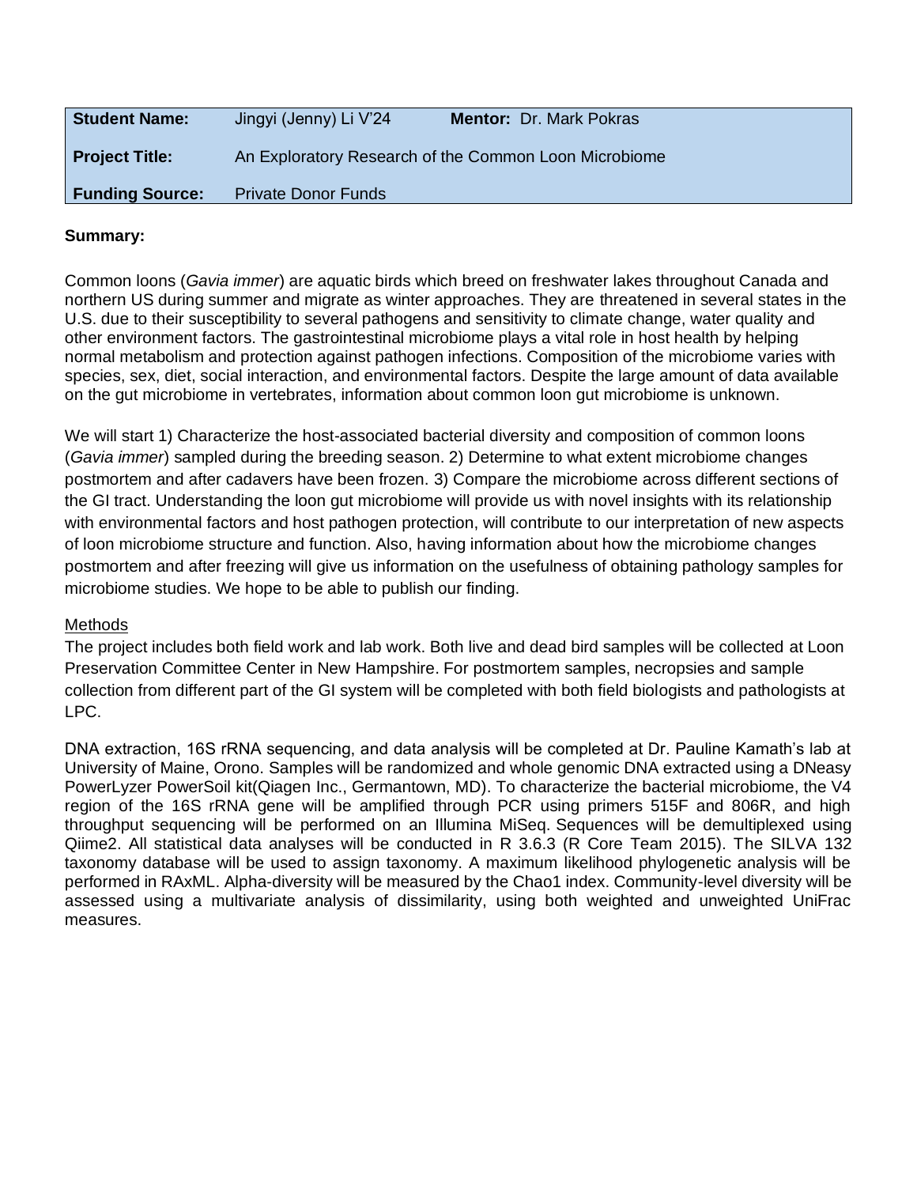| **Student Name:** | Jingyi (Jenny) Li V'24 | **Mentor:** Dr. Mark Pokras |
|---|---|---|
| **Project Title:** | An Exploratory Research of the Common Loon Microbiome | |
| **Funding Source:** | Private Donor Funds | |

**Summary:**

Common loons (*Gavia immer*) are aquatic birds which breed on freshwater lakes throughout Canada and northern US during summer and migrate as winter approaches. They are threatened in several states in the U.S. due to their susceptibility to several pathogens and sensitivity to climate change, water quality and other environment factors. The gastrointestinal microbiome plays a vital role in host health by helping normal metabolism and protection against pathogen infections. Composition of the microbiome varies with species, sex, diet, social interaction, and environmental factors. Despite the large amount of data available on the gut microbiome in vertebrates, information about common loon gut microbiome is unknown.

We will start 1) Characterize the host-associated bacterial diversity and composition of common loons (*Gavia immer*) sampled during the breeding season. 2) Determine to what extent microbiome changes postmortem and after cadavers have been frozen. 3) Compare the microbiome across different sections of the GI tract. Understanding the loon gut microbiome will provide us with novel insights with its relationship with environmental factors and host pathogen protection, will contribute to our interpretation of new aspects of loon microbiome structure and function. Also, having information about how the microbiome changes postmortem and after freezing will give us information on the usefulness of obtaining pathology samples for microbiome studies. We hope to be able to publish our finding.

Methods

The project includes both field work and lab work. Both live and dead bird samples will be collected at Loon Preservation Committee Center in New Hampshire. For postmortem samples, necropsies and sample collection from different part of the GI system will be completed with both field biologists and pathologists at LPC.

DNA extraction, 16S rRNA sequencing, and data analysis will be completed at Dr. Pauline Kamath's lab at University of Maine, Orono. Samples will be randomized and whole genomic DNA extracted using a DNeasy PowerLyzer PowerSoil kit(Qiagen Inc., Germantown, MD). To characterize the bacterial microbiome, the V4 region of the 16S rRNA gene will be amplified through PCR using primers 515F and 806R, and high throughput sequencing will be performed on an Illumina MiSeq. Sequences will be demultiplexed using Qiime2. All statistical data analyses will be conducted in R 3.6.3 (R Core Team 2015). The SILVA 132 taxonomy database will be used to assign taxonomy. A maximum likelihood phylogenetic analysis will be performed in RAxML. Alpha-diversity will be measured by the Chao1 index. Community-level diversity will be assessed using a multivariate analysis of dissimilarity, using both weighted and unweighted UniFrac measures.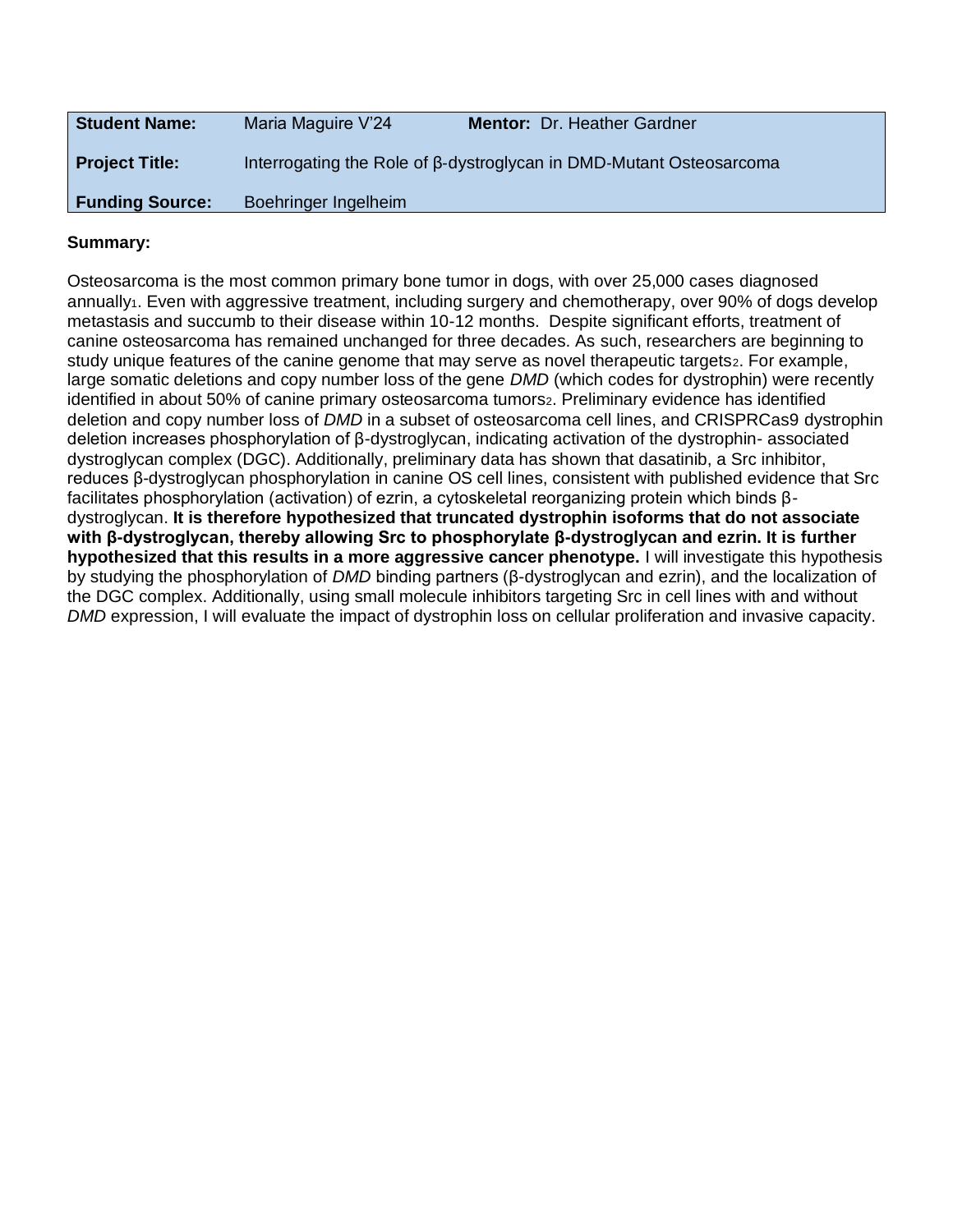| **Student Name:** | Maria Maguire V'24 | **Mentor:** Dr. Heather Gardner |
|---|---|---|
| **Project Title:** | Interrogating the Role of β-dystroglycan in DMD-Mutant Osteosarcoma | |
| **Funding Source:** | Boehringer Ingelheim | |

**Summary:**

Osteosarcoma is the most common primary bone tumor in dogs, with over 25,000 cases diagnosed annually[1]. Even with aggressive treatment, including surgery and chemotherapy, over 90% of dogs develop metastasis and succumb to their disease within 10-12 months. Despite significant efforts, treatment of canine osteosarcoma has remained unchanged for three decades. As such, researchers are beginning to study unique features of the canine genome that may serve as novel therapeutic targets[2]. For example, large somatic deletions and copy number loss of the gene *DMD* (which codes for dystrophin) were recently identified in about 50% of canine primary osteosarcoma tumors[2]. Preliminary evidence has identified deletion and copy number loss of *DMD* in a subset of osteosarcoma cell lines, and CRISPRCas9 dystrophin deletion increases phosphorylation of β-dystroglycan, indicating activation of the dystrophin- associated dystroglycan complex (DGC). Additionally, preliminary data has shown that dasatinib, a Src inhibitor, reduces β-dystroglycan phosphorylation in canine OS cell lines, consistent with published evidence that Src facilitates phosphorylation (activation) of ezrin, a cytoskeletal reorganizing protein which binds β-dystroglycan. **It is therefore hypothesized that truncated dystrophin isoforms that do not associate with β-dystroglycan, thereby allowing Src to phosphorylate β-dystroglycan and ezrin. It is further hypothesized that this results in a more aggressive cancer phenotype.** I will investigate this hypothesis by studying the phosphorylation of *DMD* binding partners (β-dystroglycan and ezrin), and the localization of the DGC complex. Additionally, using small molecule inhibitors targeting Src in cell lines with and without *DMD* expression, I will evaluate the impact of dystrophin loss on cellular proliferation and invasive capacity.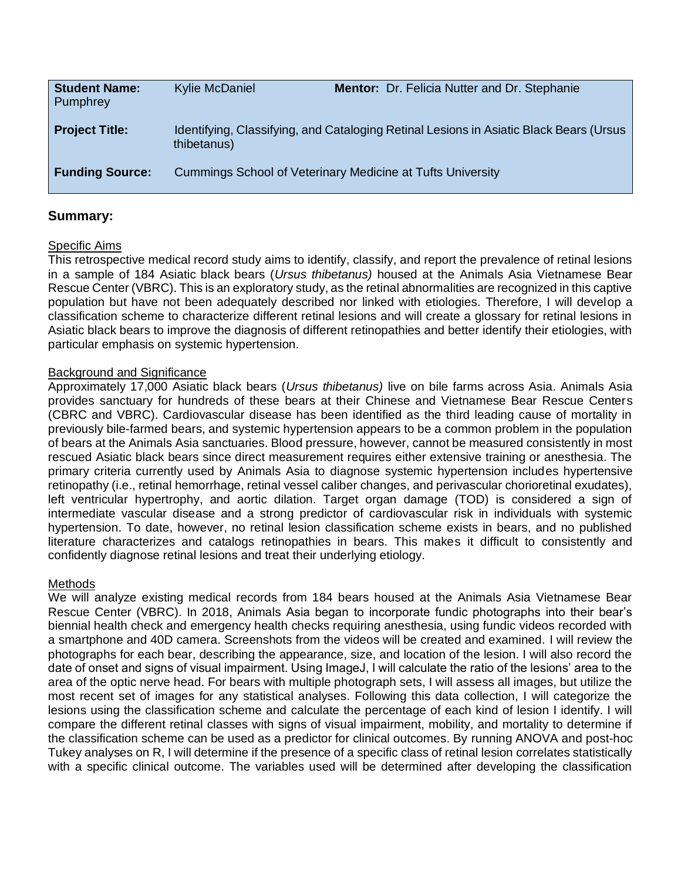| **Student Name:** | Kylie McDaniel | **Mentor:** Dr. Felicia Nutter and Dr. Stephanie Pumphrey |
|---|---|---|
| **Project Title:** | Identifying, Classifying, and Cataloging Retinal Lesions in Asiatic Black Bears (Ursus thibetanus) | |
| **Funding Source:** | Cummings School of Veterinary Medicine at Tufts University | |

## Summary:

### Specific Aims

This retrospective medical record study aims to identify, classify, and report the prevalence of retinal lesions in a sample of 184 Asiatic black bears (*Ursus thibetanus)* housed at the Animals Asia Vietnamese Bear Rescue Center (VBRC). This is an exploratory study, as the retinal abnormalities are recognized in this captive population but have not been adequately described nor linked with etiologies. Therefore, I will develop a classification scheme to characterize different retinal lesions and will create a glossary for retinal lesions in Asiatic black bears to improve the diagnosis of different retinopathies and better identify their etiologies, with particular emphasis on systemic hypertension.

### Background and Significance

Approximately 17,000 Asiatic black bears (*Ursus thibetanus)* live on bile farms across Asia. Animals Asia provides sanctuary for hundreds of these bears at their Chinese and Vietnamese Bear Rescue Centers (CBRC and VBRC). Cardiovascular disease has been identified as the third leading cause of mortality in previously bile-farmed bears, and systemic hypertension appears to be a common problem in the population of bears at the Animals Asia sanctuaries. Blood pressure, however, cannot be measured consistently in most rescued Asiatic black bears since direct measurement requires either extensive training or anesthesia. The primary criteria currently used by Animals Asia to diagnose systemic hypertension includes hypertensive retinopathy (i.e., retinal hemorrhage, retinal vessel caliber changes, and perivascular chorioretinal exudates), left ventricular hypertrophy, and aortic dilation. Target organ damage (TOD) is considered a sign of intermediate vascular disease and a strong predictor of cardiovascular risk in individuals with systemic hypertension. To date, however, no retinal lesion classification scheme exists in bears, and no published literature characterizes and catalogs retinopathies in bears. This makes it difficult to consistently and confidently diagnose retinal lesions and treat their underlying etiology.

### Methods

We will analyze existing medical records from 184 bears housed at the Animals Asia Vietnamese Bear Rescue Center (VBRC). In 2018, Animals Asia began to incorporate fundic photographs into their bear's biennial health check and emergency health checks requiring anesthesia, using fundic videos recorded with a smartphone and 40D camera. Screenshots from the videos will be created and examined. I will review the photographs for each bear, describing the appearance, size, and location of the lesion. I will also record the date of onset and signs of visual impairment. Using ImageJ, I will calculate the ratio of the lesions' area to the area of the optic nerve head. For bears with multiple photograph sets, I will assess all images, but utilize the most recent set of images for any statistical analyses. Following this data collection, I will categorize the lesions using the classification scheme and calculate the percentage of each kind of lesion I identify. I will compare the different retinal classes with signs of visual impairment, mobility, and mortality to determine if the classification scheme can be used as a predictor for clinical outcomes. By running ANOVA and post-hoc Tukey analyses on R, I will determine if the presence of a specific class of retinal lesion correlates statistically with a specific clinical outcome. The variables used will be determined after developing the classification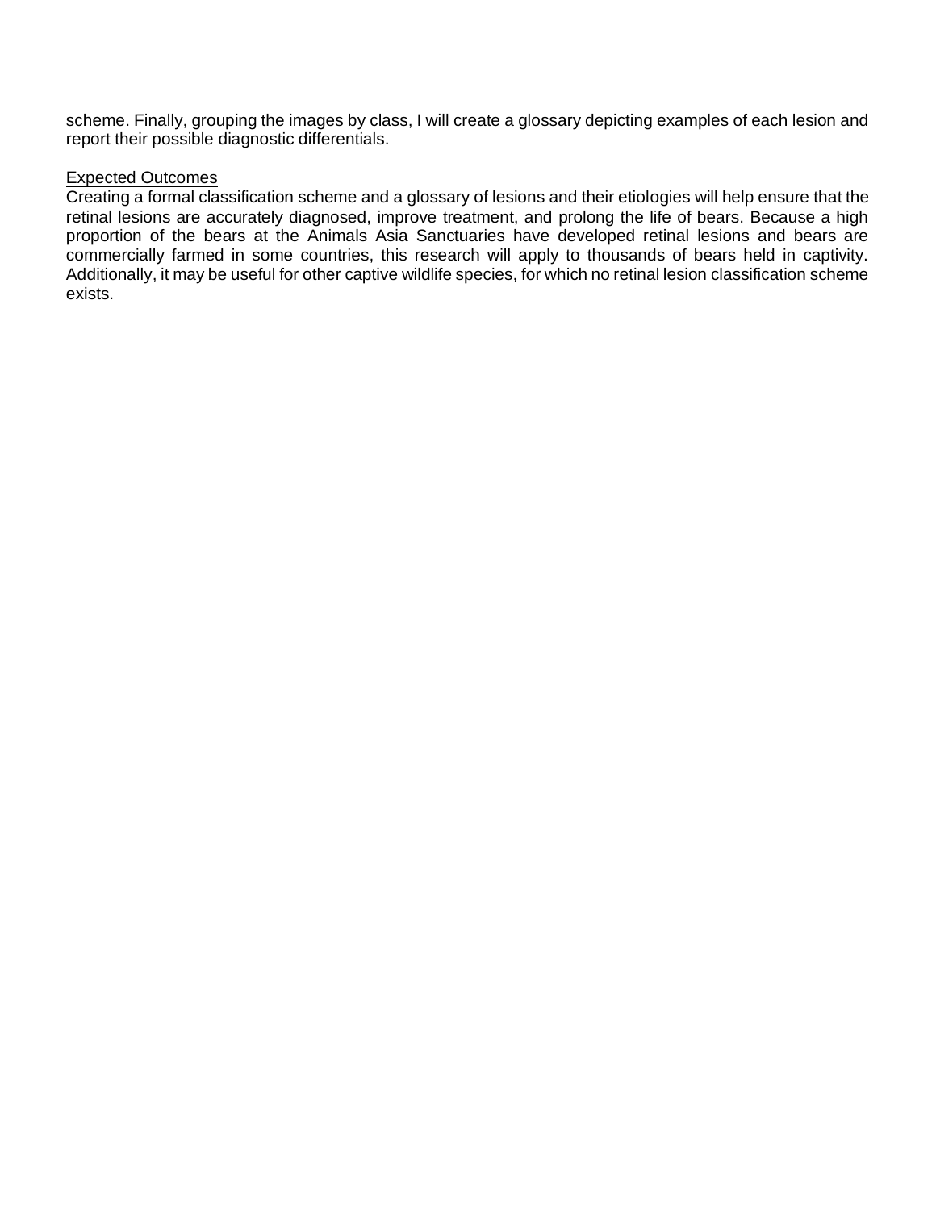scheme. Finally, grouping the images by class, I will create a glossary depicting examples of each lesion and report their possible diagnostic differentials.

## Expected Outcomes

Creating a formal classification scheme and a glossary of lesions and their etiologies will help ensure that the retinal lesions are accurately diagnosed, improve treatment, and prolong the life of bears. Because a high proportion of the bears at the Animals Asia Sanctuaries have developed retinal lesions and bears are commercially farmed in some countries, this research will apply to thousands of bears held in captivity. Additionally, it may be useful for other captive wildlife species, for which no retinal lesion classification scheme exists.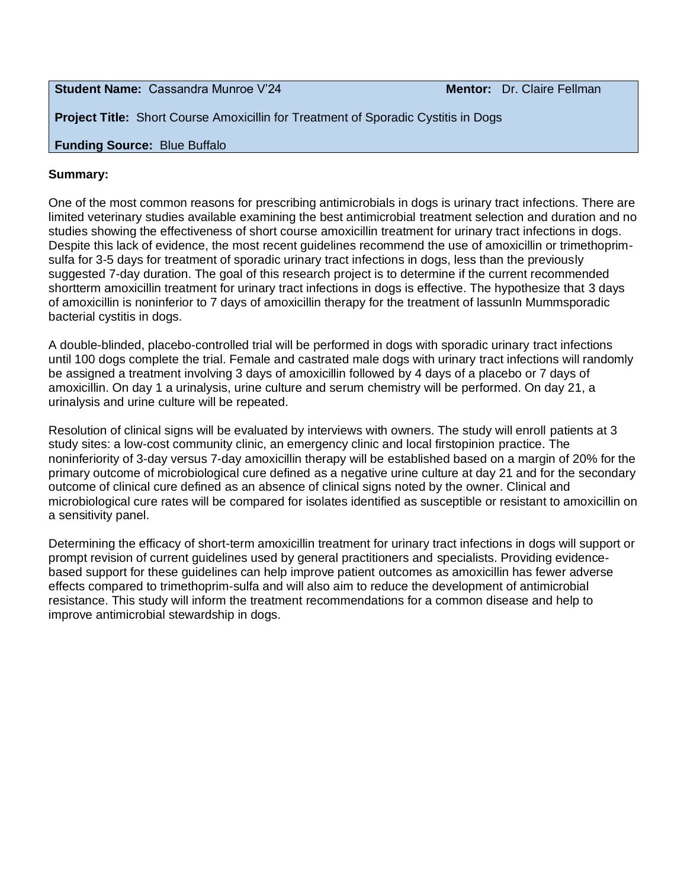**Student Name:** Cassandra Munroe V'24 **Mentor:** Dr. Claire Fellman

**Project Title:** Short Course Amoxicillin for Treatment of Sporadic Cystitis in Dogs

**Funding Source:** Blue Buffalo

**Summary:**

One of the most common reasons for prescribing antimicrobials in dogs is urinary tract infections. There are limited veterinary studies available examining the best antimicrobial treatment selection and duration and no studies showing the effectiveness of short course amoxicillin treatment for urinary tract infections in dogs. Despite this lack of evidence, the most recent guidelines recommend the use of amoxicillin or trimethoprim-sulfa for 3-5 days for treatment of sporadic urinary tract infections in dogs, less than the previously suggested 7-day duration. The goal of this research project is to determine if the current recommended shortterm amoxicillin treatment for urinary tract infections in dogs is effective. The hypothesize that 3 days of amoxicillin is noninferior to 7 days of amoxicillin therapy for the treatment of lassunln Mummsporadic bacterial cystitis in dogs.

A double-blinded, placebo-controlled trial will be performed in dogs with sporadic urinary tract infections until 100 dogs complete the trial. Female and castrated male dogs with urinary tract infections will randomly be assigned a treatment involving 3 days of amoxicillin followed by 4 days of a placebo or 7 days of amoxicillin. On day 1 a urinalysis, urine culture and serum chemistry will be performed. On day 21, a urinalysis and urine culture will be repeated.

Resolution of clinical signs will be evaluated by interviews with owners. The study will enroll patients at 3 study sites: a low-cost community clinic, an emergency clinic and local firstopinion practice. The noninferiority of 3-day versus 7-day amoxicillin therapy will be established based on a margin of 20% for the primary outcome of microbiological cure defined as a negative urine culture at day 21 and for the secondary outcome of clinical cure defined as an absence of clinical signs noted by the owner. Clinical and microbiological cure rates will be compared for isolates identified as susceptible or resistant to amoxicillin on a sensitivity panel.

Determining the efficacy of short-term amoxicillin treatment for urinary tract infections in dogs will support or prompt revision of current guidelines used by general practitioners and specialists. Providing evidence-based support for these guidelines can help improve patient outcomes as amoxicillin has fewer adverse effects compared to trimethoprim-sulfa and will also aim to reduce the development of antimicrobial resistance. This study will inform the treatment recommendations for a common disease and help to improve antimicrobial stewardship in dogs.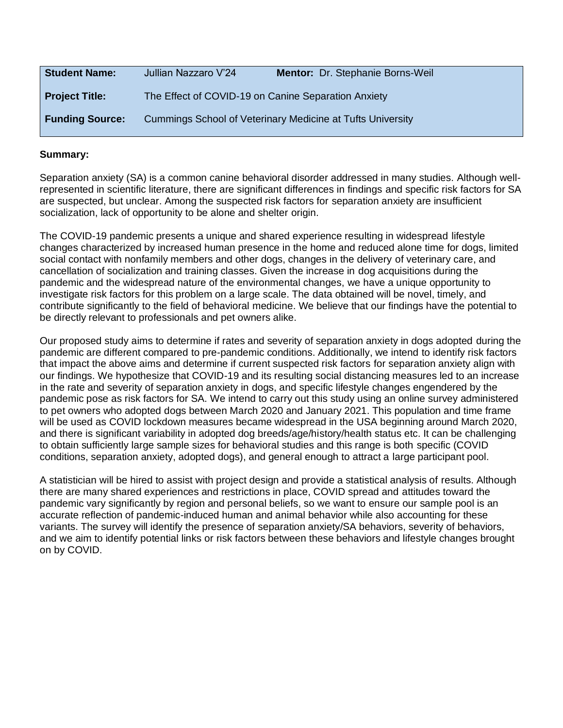| **Student Name:** | Jullian Nazzaro V'24 | **Mentor:** Dr. Stephanie Borns-Weil |
| --- | --- | --- |
| **Project Title:** | The Effect of COVID-19 on Canine Separation Anxiety | |
| **Funding Source:** | Cummings School of Veterinary Medicine at Tufts University | |

**Summary:**

Separation anxiety (SA) is a common canine behavioral disorder addressed in many studies. Although well-represented in scientific literature, there are significant differences in findings and specific risk factors for SA are suspected, but unclear. Among the suspected risk factors for separation anxiety are insufficient socialization, lack of opportunity to be alone and shelter origin.

The COVID-19 pandemic presents a unique and shared experience resulting in widespread lifestyle changes characterized by increased human presence in the home and reduced alone time for dogs, limited social contact with nonfamily members and other dogs, changes in the delivery of veterinary care, and cancellation of socialization and training classes. Given the increase in dog acquisitions during the pandemic and the widespread nature of the environmental changes, we have a unique opportunity to investigate risk factors for this problem on a large scale. The data obtained will be novel, timely, and contribute significantly to the field of behavioral medicine. We believe that our findings have the potential to be directly relevant to professionals and pet owners alike.

Our proposed study aims to determine if rates and severity of separation anxiety in dogs adopted during the pandemic are different compared to pre-pandemic conditions. Additionally, we intend to identify risk factors that impact the above aims and determine if current suspected risk factors for separation anxiety align with our findings. We hypothesize that COVID-19 and its resulting social distancing measures led to an increase in the rate and severity of separation anxiety in dogs, and specific lifestyle changes engendered by the pandemic pose as risk factors for SA. We intend to carry out this study using an online survey administered to pet owners who adopted dogs between March 2020 and January 2021. This population and time frame will be used as COVID lockdown measures became widespread in the USA beginning around March 2020, and there is significant variability in adopted dog breeds/age/history/health status etc. It can be challenging to obtain sufficiently large sample sizes for behavioral studies and this range is both specific (COVID conditions, separation anxiety, adopted dogs), and general enough to attract a large participant pool.

A statistician will be hired to assist with project design and provide a statistical analysis of results. Although there are many shared experiences and restrictions in place, COVID spread and attitudes toward the pandemic vary significantly by region and personal beliefs, so we want to ensure our sample pool is an accurate reflection of pandemic-induced human and animal behavior while also accounting for these variants. The survey will identify the presence of separation anxiety/SA behaviors, severity of behaviors, and we aim to identify potential links or risk factors between these behaviors and lifestyle changes brought on by COVID.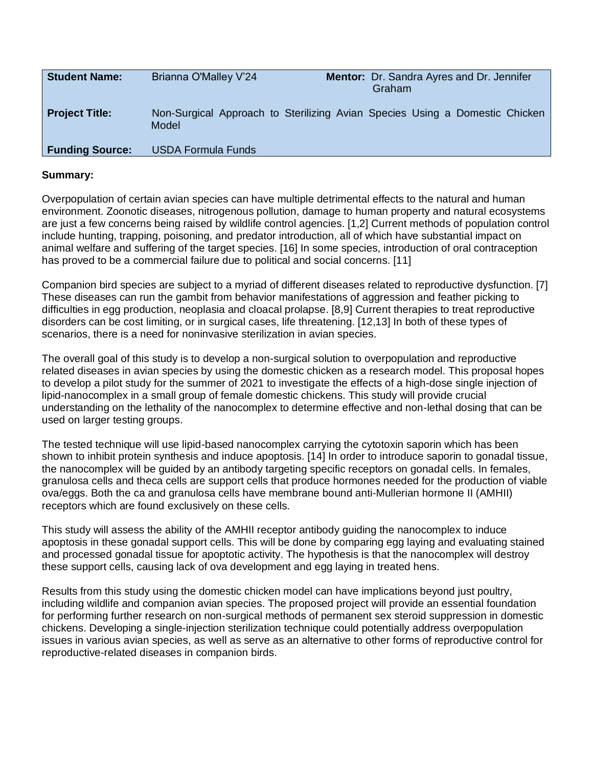| **Student Name:** | Brianna O'Malley V'24 | **Mentor:** | Dr. Sandra Ayres and Dr. Jennifer Graham |
|---|---|---|---|
| **Project Title:** | Non-Surgical Approach to Sterilizing Avian Species Using a Domestic Chicken Model | | |
| **Funding Source:** | USDA Formula Funds | | |

**Summary:**

Overpopulation of certain avian species can have multiple detrimental effects to the natural and human environment. Zoonotic diseases, nitrogenous pollution, damage to human property and natural ecosystems are just a few concerns being raised by wildlife control agencies. [1,2] Current methods of population control include hunting, trapping, poisoning, and predator introduction, all of which have substantial impact on animal welfare and suffering of the target species. [16] In some species, introduction of oral contraception has proved to be a commercial failure due to political and social concerns. [11]

Companion bird species are subject to a myriad of different diseases related to reproductive dysfunction. [7] These diseases can run the gambit from behavior manifestations of aggression and feather picking to difficulties in egg production, neoplasia and cloacal prolapse. [8,9] Current therapies to treat reproductive disorders can be cost limiting, or in surgical cases, life threatening. [12,13] In both of these types of scenarios, there is a need for noninvasive sterilization in avian species.

The overall goal of this study is to develop a non-surgical solution to overpopulation and reproductive related diseases in avian species by using the domestic chicken as a research model. This proposal hopes to develop a pilot study for the summer of 2021 to investigate the effects of a high-dose single injection of lipid-nanocomplex in a small group of female domestic chickens. This study will provide crucial understanding on the lethality of the nanocomplex to determine effective and non-lethal dosing that can be used on larger testing groups.

The tested technique will use lipid-based nanocomplex carrying the cytotoxin saporin which has been shown to inhibit protein synthesis and induce apoptosis. [14] In order to introduce saporin to gonadal tissue, the nanocomplex will be guided by an antibody targeting specific receptors on gonadal cells. In females, granulosa cells and theca cells are support cells that produce hormones needed for the production of viable ova/eggs. Both the ca and granulosa cells have membrane bound anti-Mullerian hormone II (AMHII) receptors which are found exclusively on these cells.

This study will assess the ability of the AMHII receptor antibody guiding the nanocomplex to induce apoptosis in these gonadal support cells. This will be done by comparing egg laying and evaluating stained and processed gonadal tissue for apoptotic activity. The hypothesis is that the nanocomplex will destroy these support cells, causing lack of ova development and egg laying in treated hens.

Results from this study using the domestic chicken model can have implications beyond just poultry, including wildlife and companion avian species. The proposed project will provide an essential foundation for performing further research on non-surgical methods of permanent sex steroid suppression in domestic chickens. Developing a single-injection sterilization technique could potentially address overpopulation issues in various avian species, as well as serve as an alternative to other forms of reproductive control for reproductive-related diseases in companion birds.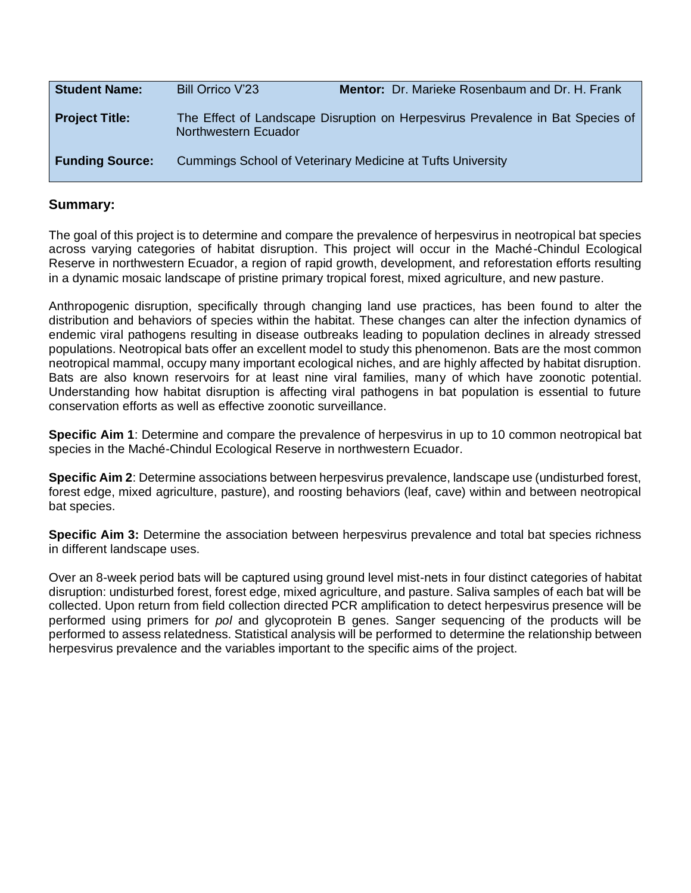| **Student Name:** | Bill Orrico V'23 | **Mentor:** Dr. Marieke Rosenbaum and Dr. H. Frank |
| --- | --- | --- |
| **Project Title:** | The Effect of Landscape Disruption on Herpesvirus Prevalence in Bat Species of Northwestern Ecuador | |
| **Funding Source:** | Cummings School of Veterinary Medicine at Tufts University | |

## Summary:

The goal of this project is to determine and compare the prevalence of herpesvirus in neotropical bat species across varying categories of habitat disruption. This project will occur in the Maché-Chindul Ecological Reserve in northwestern Ecuador, a region of rapid growth, development, and reforestation efforts resulting in a dynamic mosaic landscape of pristine primary tropical forest, mixed agriculture, and new pasture.

Anthropogenic disruption, specifically through changing land use practices, has been found to alter the distribution and behaviors of species within the habitat. These changes can alter the infection dynamics of endemic viral pathogens resulting in disease outbreaks leading to population declines in already stressed populations. Neotropical bats offer an excellent model to study this phenomenon. Bats are the most common neotropical mammal, occupy many important ecological niches, and are highly affected by habitat disruption. Bats are also known reservoirs for at least nine viral families, many of which have zoonotic potential. Understanding how habitat disruption is affecting viral pathogens in bat population is essential to future conservation efforts as well as effective zoonotic surveillance.

**Specific Aim 1**: Determine and compare the prevalence of herpesvirus in up to 10 common neotropical bat species in the Maché-Chindul Ecological Reserve in northwestern Ecuador.

**Specific Aim 2**: Determine associations between herpesvirus prevalence, landscape use (undisturbed forest, forest edge, mixed agriculture, pasture), and roosting behaviors (leaf, cave) within and between neotropical bat species.

**Specific Aim 3:** Determine the association between herpesvirus prevalence and total bat species richness in different landscape uses.

Over an 8-week period bats will be captured using ground level mist-nets in four distinct categories of habitat disruption: undisturbed forest, forest edge, mixed agriculture, and pasture. Saliva samples of each bat will be collected. Upon return from field collection directed PCR amplification to detect herpesvirus presence will be performed using primers for *pol* and glycoprotein B genes. Sanger sequencing of the products will be performed to assess relatedness. Statistical analysis will be performed to determine the relationship between herpesvirus prevalence and the variables important to the specific aims of the project.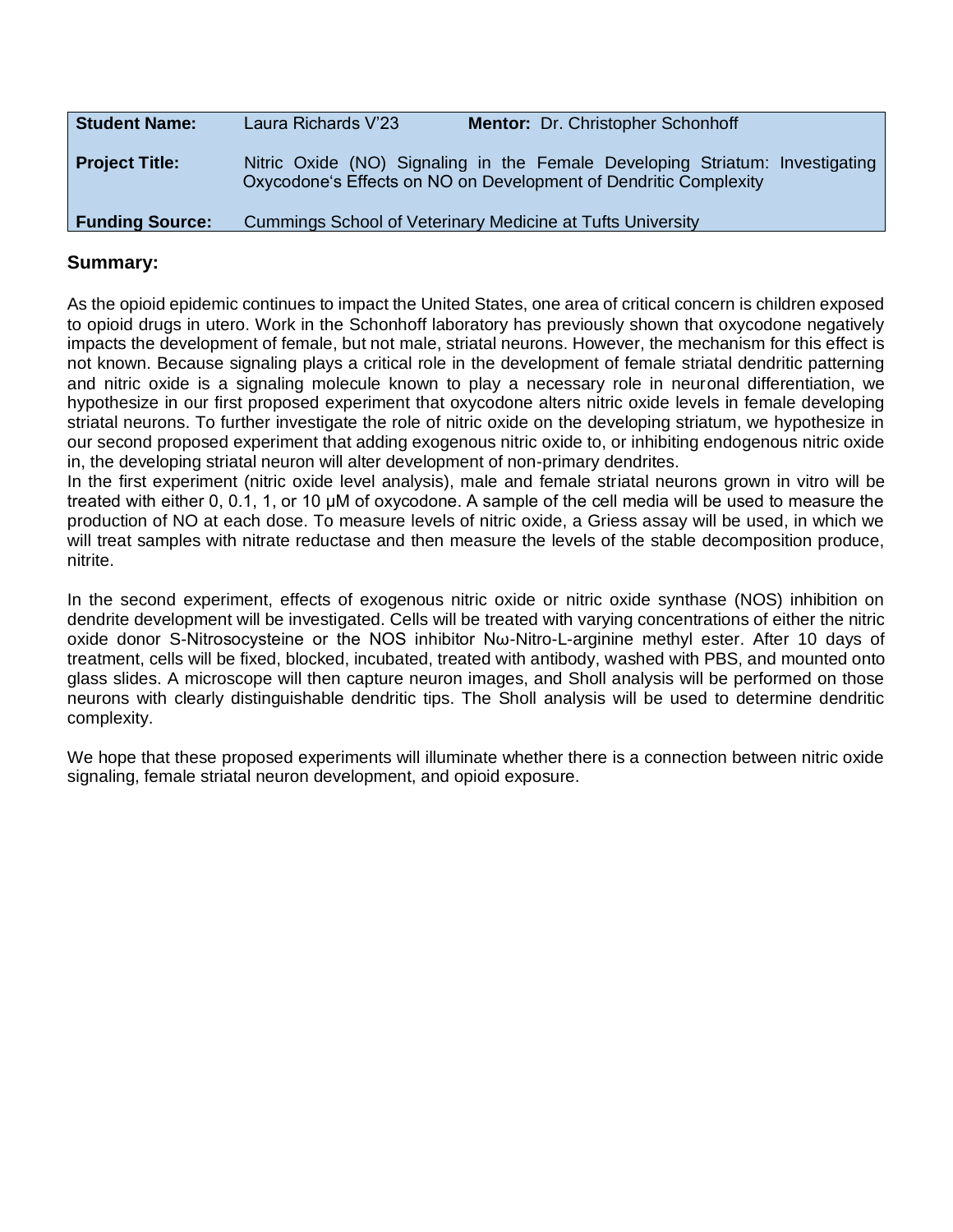| **Student Name:** | Laura Richards V'23 | **Mentor:** Dr. Christopher Schonhoff |
| --- | --- | --- |
| **Project Title:** | Nitric Oxide (NO) Signaling in the Female Developing Striatum: Investigating Oxycodone's Effects on NO on Development of Dendritic Complexity | |
| **Funding Source:** | Cummings School of Veterinary Medicine at Tufts University | |

## Summary:

As the opioid epidemic continues to impact the United States, one area of critical concern is children exposed to opioid drugs in utero. Work in the Schonhoff laboratory has previously shown that oxycodone negatively impacts the development of female, but not male, striatal neurons. However, the mechanism for this effect is not known. Because signaling plays a critical role in the development of female striatal dendritic patterning and nitric oxide is a signaling molecule known to play a necessary role in neuronal differentiation, we hypothesize in our first proposed experiment that oxycodone alters nitric oxide levels in female developing striatal neurons. To further investigate the role of nitric oxide on the developing striatum, we hypothesize in our second proposed experiment that adding exogenous nitric oxide to, or inhibiting endogenous nitric oxide in, the developing striatal neuron will alter development of non-primary dendrites.
In the first experiment (nitric oxide level analysis), male and female striatal neurons grown in vitro will be treated with either 0, 0.1, 1, or 10 μM of oxycodone. A sample of the cell media will be used to measure the production of NO at each dose. To measure levels of nitric oxide, a Griess assay will be used, in which we will treat samples with nitrate reductase and then measure the levels of the stable decomposition produce, nitrite.

In the second experiment, effects of exogenous nitric oxide or nitric oxide synthase (NOS) inhibition on dendrite development will be investigated. Cells will be treated with varying concentrations of either the nitric oxide donor S-Nitrosocysteine or the NOS inhibitor Nω-Nitro-L-arginine methyl ester. After 10 days of treatment, cells will be fixed, blocked, incubated, treated with antibody, washed with PBS, and mounted onto glass slides. A microscope will then capture neuron images, and Sholl analysis will be performed on those neurons with clearly distinguishable dendritic tips. The Sholl analysis will be used to determine dendritic complexity.

We hope that these proposed experiments will illuminate whether there is a connection between nitric oxide signaling, female striatal neuron development, and opioid exposure.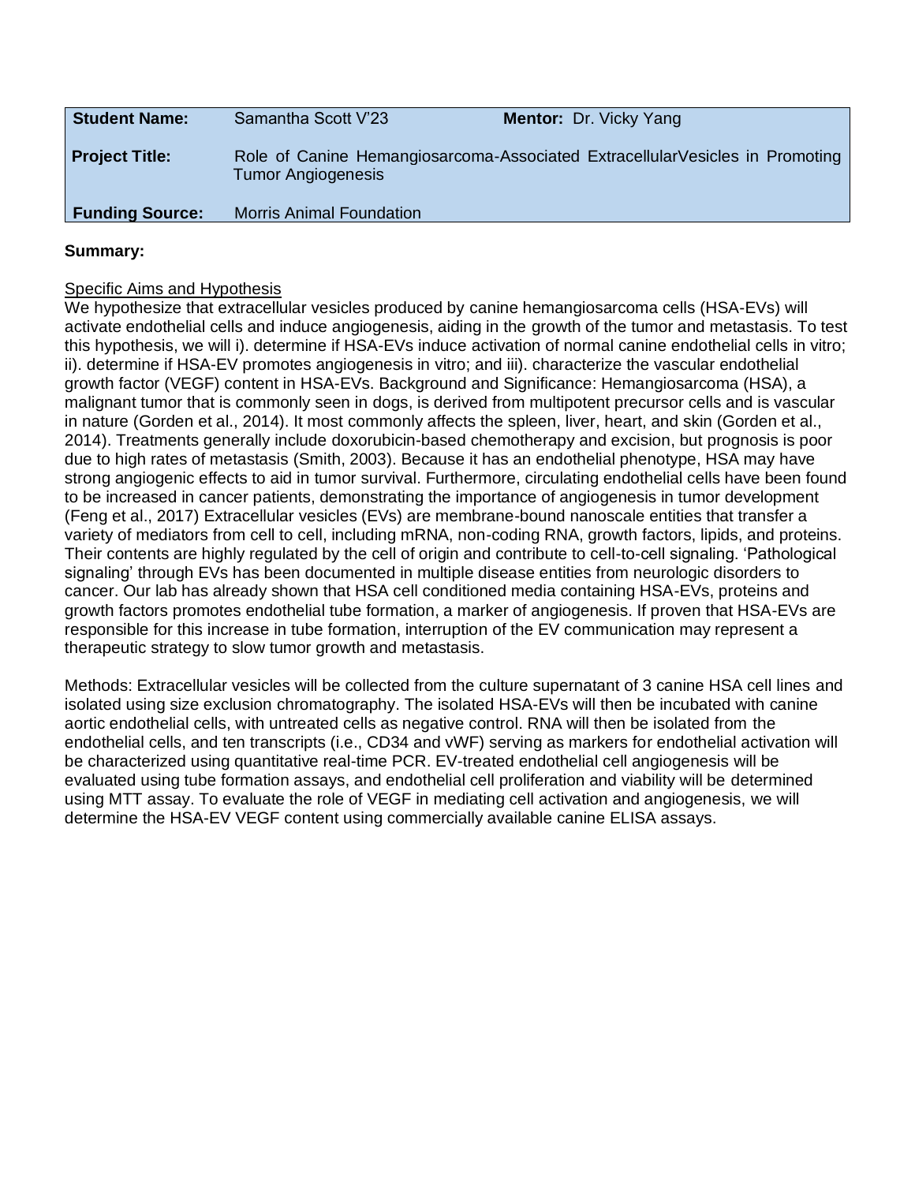| **Student Name:** | Samantha Scott V'23 | **Mentor:** Dr. Vicky Yang |
|---|---|---|
| **Project Title:** | Role of Canine Hemangiosarcoma-Associated ExtracellularVesicles in Promoting Tumor Angiogenesis | |
| **Funding Source:** | Morris Animal Foundation | |

**Summary:**

Specific Aims and Hypothesis
We hypothesize that extracellular vesicles produced by canine hemangiosarcoma cells (HSA-EVs) will activate endothelial cells and induce angiogenesis, aiding in the growth of the tumor and metastasis. To test this hypothesis, we will i). determine if HSA-EVs induce activation of normal canine endothelial cells in vitro; ii). determine if HSA-EV promotes angiogenesis in vitro; and iii). characterize the vascular endothelial growth factor (VEGF) content in HSA-EVs. Background and Significance: Hemangiosarcoma (HSA), a malignant tumor that is commonly seen in dogs, is derived from multipotent precursor cells and is vascular in nature (Gorden et al., 2014). It most commonly affects the spleen, liver, heart, and skin (Gorden et al., 2014). Treatments generally include doxorubicin-based chemotherapy and excision, but prognosis is poor due to high rates of metastasis (Smith, 2003). Because it has an endothelial phenotype, HSA may have strong angiogenic effects to aid in tumor survival. Furthermore, circulating endothelial cells have been found to be increased in cancer patients, demonstrating the importance of angiogenesis in tumor development (Feng et al., 2017) Extracellular vesicles (EVs) are membrane-bound nanoscale entities that transfer a variety of mediators from cell to cell, including mRNA, non-coding RNA, growth factors, lipids, and proteins. Their contents are highly regulated by the cell of origin and contribute to cell-to-cell signaling. 'Pathological signaling' through EVs has been documented in multiple disease entities from neurologic disorders to cancer. Our lab has already shown that HSA cell conditioned media containing HSA-EVs, proteins and growth factors promotes endothelial tube formation, a marker of angiogenesis. If proven that HSA-EVs are responsible for this increase in tube formation, interruption of the EV communication may represent a therapeutic strategy to slow tumor growth and metastasis.

Methods: Extracellular vesicles will be collected from the culture supernatant of 3 canine HSA cell lines and isolated using size exclusion chromatography. The isolated HSA-EVs will then be incubated with canine aortic endothelial cells, with untreated cells as negative control. RNA will then be isolated from the endothelial cells, and ten transcripts (i.e., CD34 and vWF) serving as markers for endothelial activation will be characterized using quantitative real-time PCR. EV-treated endothelial cell angiogenesis will be evaluated using tube formation assays, and endothelial cell proliferation and viability will be determined using MTT assay. To evaluate the role of VEGF in mediating cell activation and angiogenesis, we will determine the HSA-EV VEGF content using commercially available canine ELISA assays.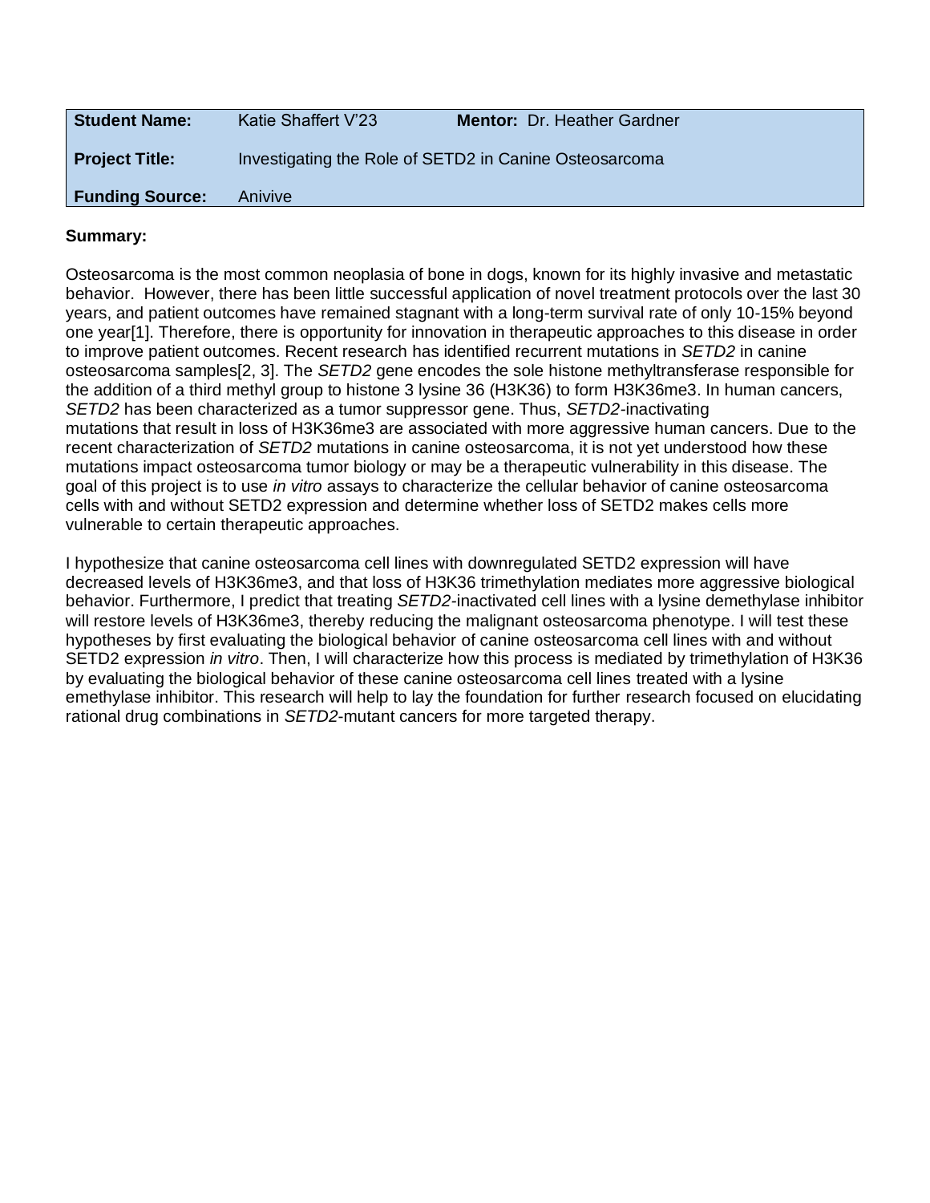| **Student Name:** | Katie Shaffert V'23 | **Mentor:** Dr. Heather Gardner |
| --- | --- | --- |
| **Project Title:** | Investigating the Role of SETD2 in Canine Osteosarcoma | |
| **Funding Source:** | Anivive | |

**Summary:**

Osteosarcoma is the most common neoplasia of bone in dogs, known for its highly invasive and metastatic behavior. However, there has been little successful application of novel treatment protocols over the last 30 years, and patient outcomes have remained stagnant with a long-term survival rate of only 10-15% beyond one year[1]. Therefore, there is opportunity for innovation in therapeutic approaches to this disease in order to improve patient outcomes. Recent research has identified recurrent mutations in *SETD2* in canine osteosarcoma samples[2, 3]. The *SETD2* gene encodes the sole histone methyltransferase responsible for the addition of a third methyl group to histone 3 lysine 36 (H3K36) to form H3K36me3. In human cancers, *SETD2* has been characterized as a tumor suppressor gene. Thus, *SETD2*-inactivating mutations that result in loss of H3K36me3 are associated with more aggressive human cancers. Due to the recent characterization of *SETD2* mutations in canine osteosarcoma, it is not yet understood how these mutations impact osteosarcoma tumor biology or may be a therapeutic vulnerability in this disease. The goal of this project is to use *in vitro* assays to characterize the cellular behavior of canine osteosarcoma cells with and without SETD2 expression and determine whether loss of SETD2 makes cells more vulnerable to certain therapeutic approaches.

I hypothesize that canine osteosarcoma cell lines with downregulated SETD2 expression will have decreased levels of H3K36me3, and that loss of H3K36 trimethylation mediates more aggressive biological behavior. Furthermore, I predict that treating *SETD2*-inactivated cell lines with a lysine demethylase inhibitor will restore levels of H3K36me3, thereby reducing the malignant osteosarcoma phenotype. I will test these hypotheses by first evaluating the biological behavior of canine osteosarcoma cell lines with and without SETD2 expression *in vitro*. Then, I will characterize how this process is mediated by trimethylation of H3K36 by evaluating the biological behavior of these canine osteosarcoma cell lines treated with a lysine emethylase inhibitor. This research will help to lay the foundation for further research focused on elucidating rational drug combinations in *SETD2*-mutant cancers for more targeted therapy.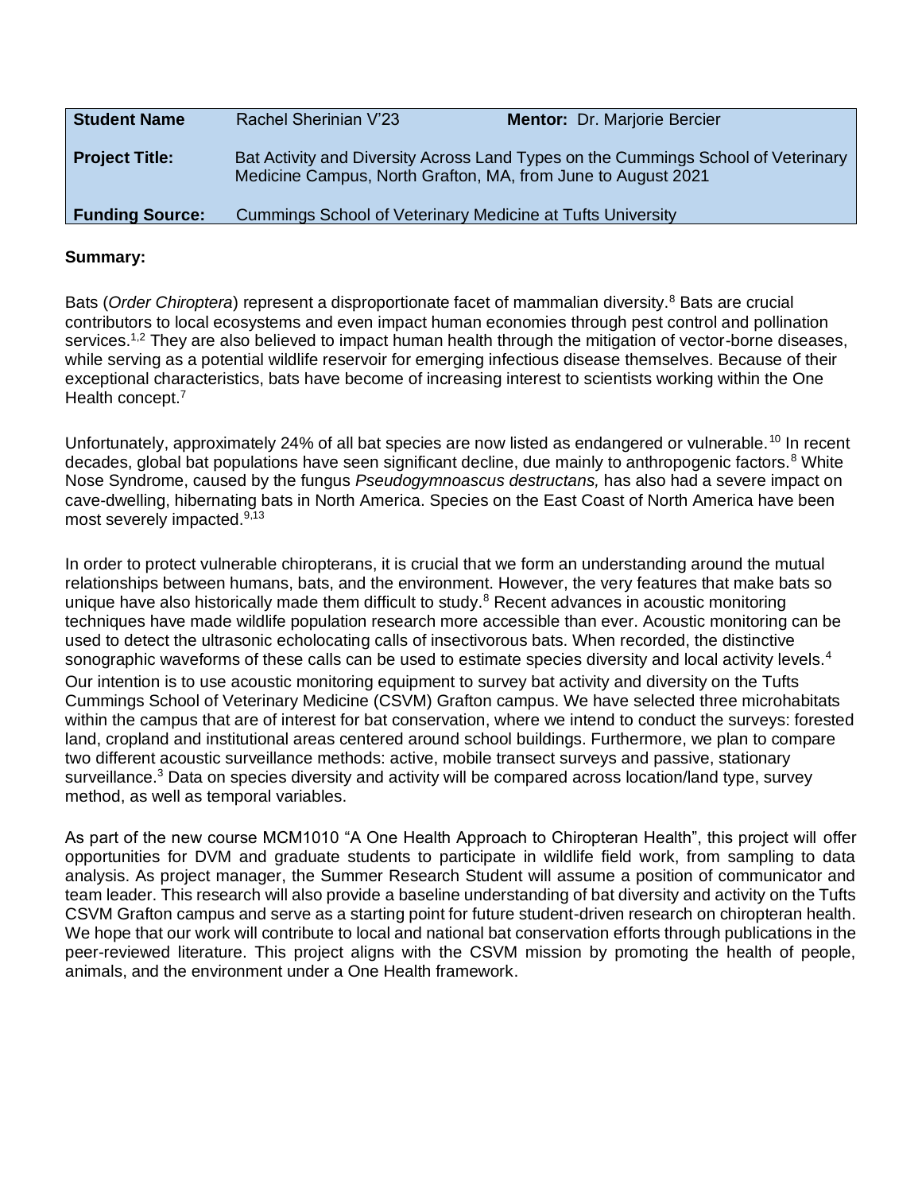| Student Name | Rachel Sherinian V'23 | Mentor: Dr. Marjorie Bercier |
|---|---|---|
| **Project Title:** | Bat Activity and Diversity Across Land Types on the Cummings School of Veterinary Medicine Campus, North Grafton, MA, from June to August 2021 | |
| **Funding Source:** | Cummings School of Veterinary Medicine at Tufts University | |

**Summary:**

Bats (*Order Chiroptera*) represent a disproportionate facet of mammalian diversity.[8] Bats are crucial contributors to local ecosystems and even impact human economies through pest control and pollination services.[1,2] They are also believed to impact human health through the mitigation of vector-borne diseases, while serving as a potential wildlife reservoir for emerging infectious disease themselves. Because of their exceptional characteristics, bats have become of increasing interest to scientists working within the One Health concept.[7]

Unfortunately, approximately 24% of all bat species are now listed as endangered or vulnerable.[10] In recent decades, global bat populations have seen significant decline, due mainly to anthropogenic factors.[8] White Nose Syndrome, caused by the fungus *Pseudogymnoascus destructans,* has also had a severe impact on cave-dwelling, hibernating bats in North America. Species on the East Coast of North America have been most severely impacted.[9,13]

In order to protect vulnerable chiropterans, it is crucial that we form an understanding around the mutual relationships between humans, bats, and the environment. However, the very features that make bats so unique have also historically made them difficult to study.[8] Recent advances in acoustic monitoring techniques have made wildlife population research more accessible than ever. Acoustic monitoring can be used to detect the ultrasonic echolocating calls of insectivorous bats. When recorded, the distinctive sonographic waveforms of these calls can be used to estimate species diversity and local activity levels.[4] Our intention is to use acoustic monitoring equipment to survey bat activity and diversity on the Tufts Cummings School of Veterinary Medicine (CSVM) Grafton campus. We have selected three microhabitats within the campus that are of interest for bat conservation, where we intend to conduct the surveys: forested land, cropland and institutional areas centered around school buildings. Furthermore, we plan to compare two different acoustic surveillance methods: active, mobile transect surveys and passive, stationary surveillance.[3] Data on species diversity and activity will be compared across location/land type, survey method, as well as temporal variables.

As part of the new course MCM1010 "A One Health Approach to Chiropteran Health", this project will offer opportunities for DVM and graduate students to participate in wildlife field work, from sampling to data analysis. As project manager, the Summer Research Student will assume a position of communicator and team leader. This research will also provide a baseline understanding of bat diversity and activity on the Tufts CSVM Grafton campus and serve as a starting point for future student-driven research on chiropteran health. We hope that our work will contribute to local and national bat conservation efforts through publications in the peer-reviewed literature. This project aligns with the CSVM mission by promoting the health of people, animals, and the environment under a One Health framework.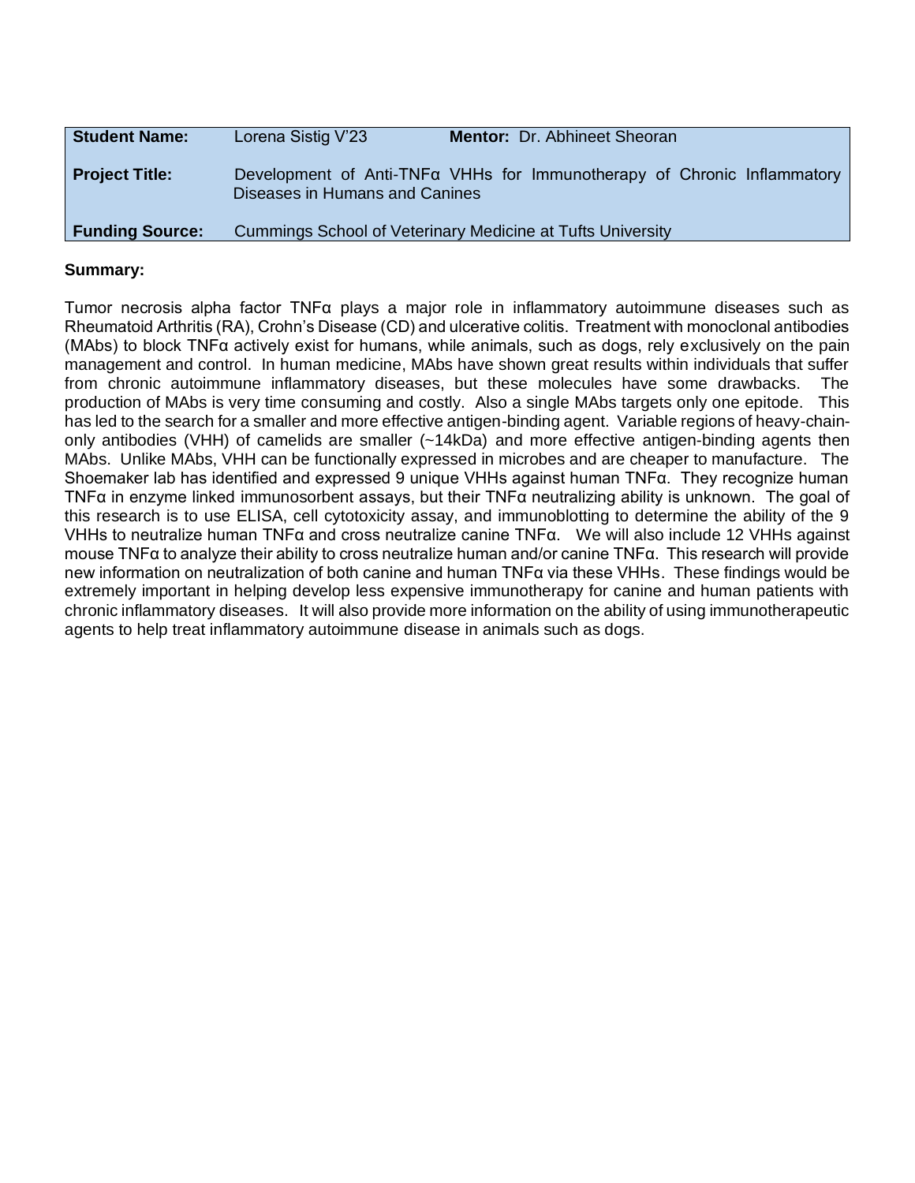| **Student Name:** | Lorena Sistig V'23 | **Mentor:** Dr. Abhineet Sheoran |
|---|---|---|
| **Project Title:** | Development of Anti-TNFα VHHs for Immunotherapy of Chronic Inflammatory Diseases in Humans and Canines | |
| **Funding Source:** | Cummings School of Veterinary Medicine at Tufts University | |

**Summary:**

Tumor necrosis alpha factor TNFα plays a major role in inflammatory autoimmune diseases such as Rheumatoid Arthritis (RA), Crohn's Disease (CD) and ulcerative colitis. Treatment with monoclonal antibodies (MAbs) to block TNFα actively exist for humans, while animals, such as dogs, rely exclusively on the pain management and control. In human medicine, MAbs have shown great results within individuals that suffer from chronic autoimmune inflammatory diseases, but these molecules have some drawbacks. The production of MAbs is very time consuming and costly. Also a single MAbs targets only one epitode. This has led to the search for a smaller and more effective antigen-binding agent. Variable regions of heavy-chain-only antibodies (VHH) of camelids are smaller (~14kDa) and more effective antigen-binding agents then MAbs. Unlike MAbs, VHH can be functionally expressed in microbes and are cheaper to manufacture. The Shoemaker lab has identified and expressed 9 unique VHHs against human TNFα. They recognize human TNFα in enzyme linked immunosorbent assays, but their TNFα neutralizing ability is unknown. The goal of this research is to use ELISA, cell cytotoxicity assay, and immunoblotting to determine the ability of the 9 VHHs to neutralize human TNFα and cross neutralize canine TNFα. We will also include 12 VHHs against mouse TNFα to analyze their ability to cross neutralize human and/or canine TNFα. This research will provide new information on neutralization of both canine and human TNFα via these VHHs. These findings would be extremely important in helping develop less expensive immunotherapy for canine and human patients with chronic inflammatory diseases. It will also provide more information on the ability of using immunotherapeutic agents to help treat inflammatory autoimmune disease in animals such as dogs.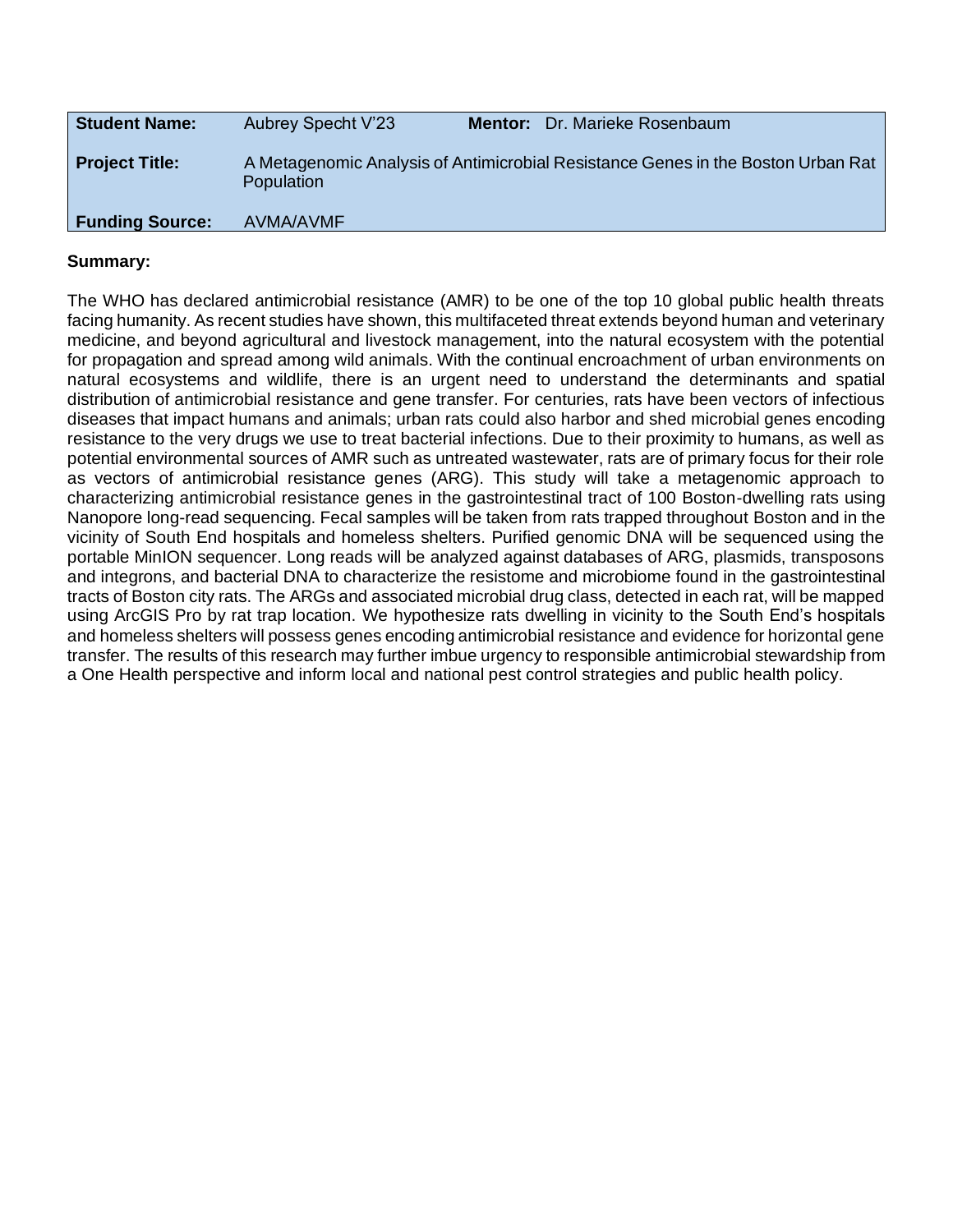| **Student Name:** | Aubrey Specht V'23 | **Mentor:** Dr. Marieke Rosenbaum |
|---|---|---|
| **Project Title:** | A Metagenomic Analysis of Antimicrobial Resistance Genes in the Boston Urban Rat Population | |
| **Funding Source:** | AVMA/AVMF | |

**Summary:**

The WHO has declared antimicrobial resistance (AMR) to be one of the top 10 global public health threats facing humanity. As recent studies have shown, this multifaceted threat extends beyond human and veterinary medicine, and beyond agricultural and livestock management, into the natural ecosystem with the potential for propagation and spread among wild animals. With the continual encroachment of urban environments on natural ecosystems and wildlife, there is an urgent need to understand the determinants and spatial distribution of antimicrobial resistance and gene transfer. For centuries, rats have been vectors of infectious diseases that impact humans and animals; urban rats could also harbor and shed microbial genes encoding resistance to the very drugs we use to treat bacterial infections. Due to their proximity to humans, as well as potential environmental sources of AMR such as untreated wastewater, rats are of primary focus for their role as vectors of antimicrobial resistance genes (ARG). This study will take a metagenomic approach to characterizing antimicrobial resistance genes in the gastrointestinal tract of 100 Boston-dwelling rats using Nanopore long-read sequencing. Fecal samples will be taken from rats trapped throughout Boston and in the vicinity of South End hospitals and homeless shelters. Purified genomic DNA will be sequenced using the portable MinION sequencer. Long reads will be analyzed against databases of ARG, plasmids, transposons and integrons, and bacterial DNA to characterize the resistome and microbiome found in the gastrointestinal tracts of Boston city rats. The ARGs and associated microbial drug class, detected in each rat, will be mapped using ArcGIS Pro by rat trap location. We hypothesize rats dwelling in vicinity to the South End's hospitals and homeless shelters will possess genes encoding antimicrobial resistance and evidence for horizontal gene transfer. The results of this research may further imbue urgency to responsible antimicrobial stewardship from a One Health perspective and inform local and national pest control strategies and public health policy.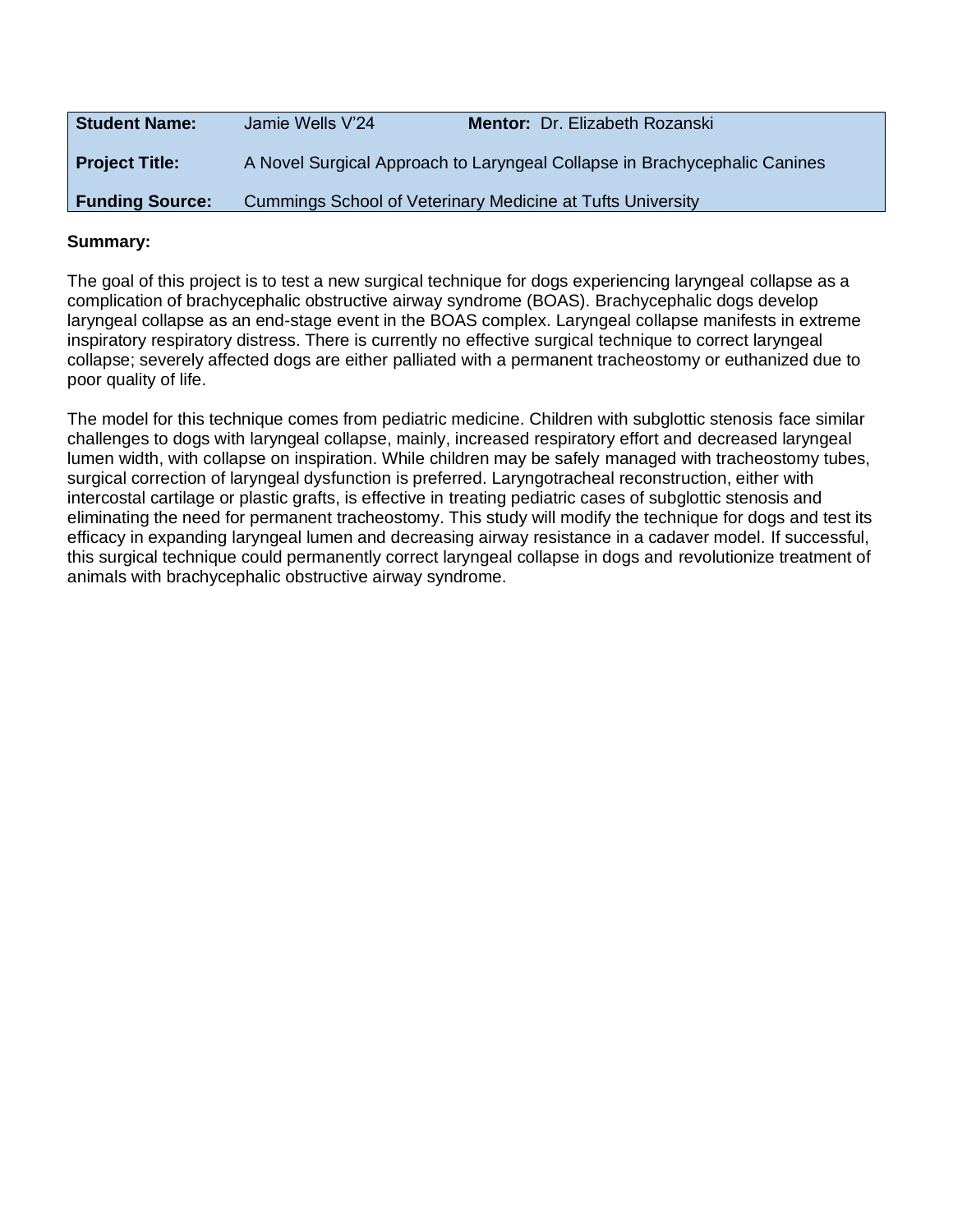| **Student Name:** | Jamie Wells V'24 | **Mentor:** Dr. Elizabeth Rozanski |
|---|---|---|
| **Project Title:** | A Novel Surgical Approach to Laryngeal Collapse in Brachycephalic Canines | |
| **Funding Source:** | Cummings School of Veterinary Medicine at Tufts University | |

**Summary:**

The goal of this project is to test a new surgical technique for dogs experiencing laryngeal collapse as a complication of brachycephalic obstructive airway syndrome (BOAS). Brachycephalic dogs develop laryngeal collapse as an end-stage event in the BOAS complex. Laryngeal collapse manifests in extreme inspiratory respiratory distress. There is currently no effective surgical technique to correct laryngeal collapse; severely affected dogs are either palliated with a permanent tracheostomy or euthanized due to poor quality of life.

The model for this technique comes from pediatric medicine. Children with subglottic stenosis face similar challenges to dogs with laryngeal collapse, mainly, increased respiratory effort and decreased laryngeal lumen width, with collapse on inspiration. While children may be safely managed with tracheostomy tubes, surgical correction of laryngeal dysfunction is preferred. Laryngotracheal reconstruction, either with intercostal cartilage or plastic grafts, is effective in treating pediatric cases of subglottic stenosis and eliminating the need for permanent tracheostomy. This study will modify the technique for dogs and test its efficacy in expanding laryngeal lumen and decreasing airway resistance in a cadaver model. If successful, this surgical technique could permanently correct laryngeal collapse in dogs and revolutionize treatment of animals with brachycephalic obstructive airway syndrome.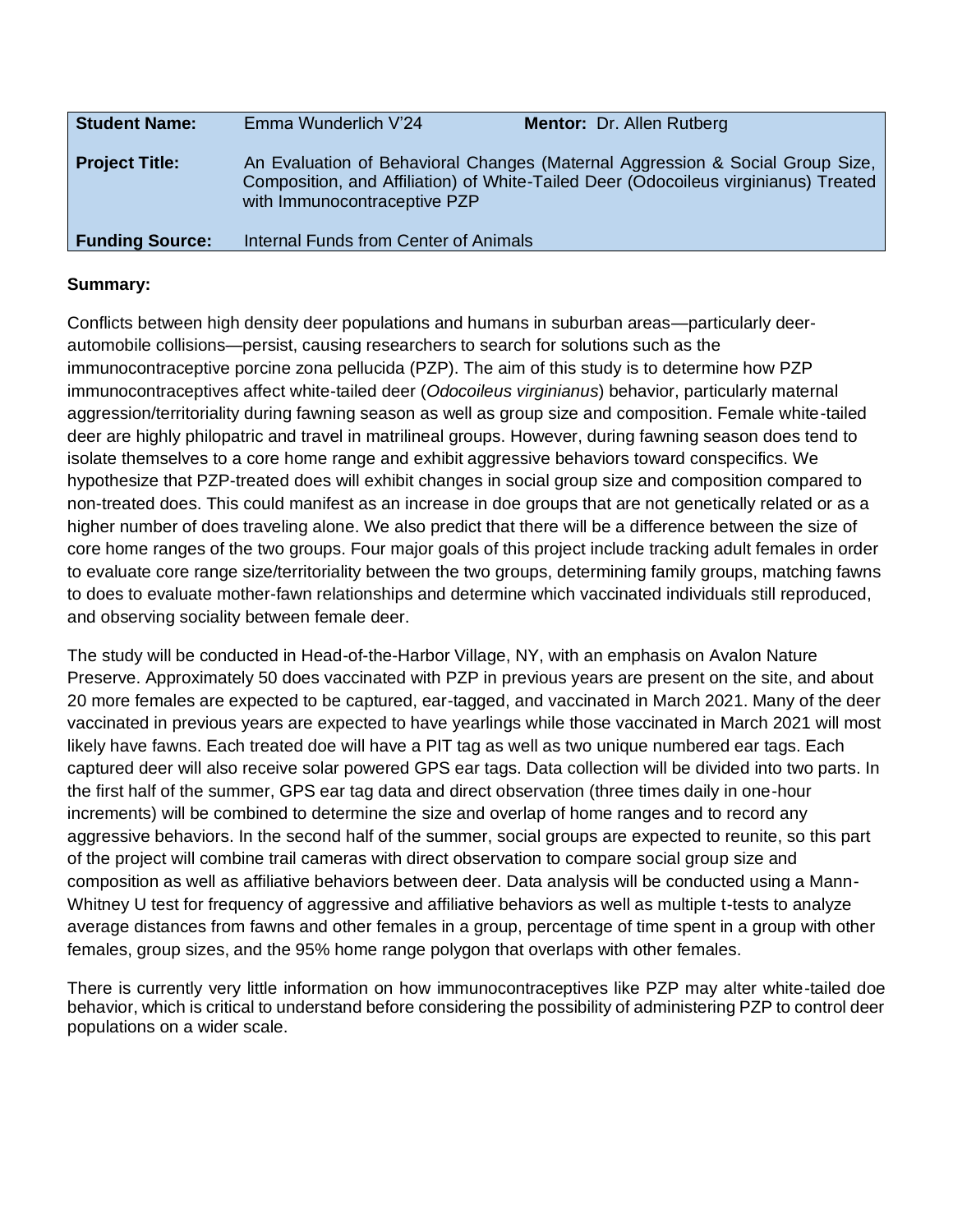| **Student Name:** | Emma Wunderlich V'24 | **Mentor:** Dr. Allen Rutberg |
|---|---|---|
| **Project Title:** | An Evaluation of Behavioral Changes (Maternal Aggression & Social Group Size, Composition, and Affiliation) of White-Tailed Deer (Odocoileus virginianus) Treated with Immunocontraceptive PZP | |
| **Funding Source:** | Internal Funds from Center of Animals | |

**Summary:**

Conflicts between high density deer populations and humans in suburban areas—particularly deer-automobile collisions—persist, causing researchers to search for solutions such as the immunocontraceptive porcine zona pellucida (PZP). The aim of this study is to determine how PZP immunocontraceptives affect white-tailed deer (*Odocoileus virginianus*) behavior, particularly maternal aggression/territoriality during fawning season as well as group size and composition. Female white-tailed deer are highly philopatric and travel in matrilineal groups. However, during fawning season does tend to isolate themselves to a core home range and exhibit aggressive behaviors toward conspecifics. We hypothesize that PZP-treated does will exhibit changes in social group size and composition compared to non-treated does. This could manifest as an increase in doe groups that are not genetically related or as a higher number of does traveling alone. We also predict that there will be a difference between the size of core home ranges of the two groups. Four major goals of this project include tracking adult females in order to evaluate core range size/territoriality between the two groups, determining family groups, matching fawns to does to evaluate mother-fawn relationships and determine which vaccinated individuals still reproduced, and observing sociality between female deer.

The study will be conducted in Head-of-the-Harbor Village, NY, with an emphasis on Avalon Nature Preserve. Approximately 50 does vaccinated with PZP in previous years are present on the site, and about 20 more females are expected to be captured, ear-tagged, and vaccinated in March 2021. Many of the deer vaccinated in previous years are expected to have yearlings while those vaccinated in March 2021 will most likely have fawns. Each treated doe will have a PIT tag as well as two unique numbered ear tags. Each captured deer will also receive solar powered GPS ear tags. Data collection will be divided into two parts. In the first half of the summer, GPS ear tag data and direct observation (three times daily in one-hour increments) will be combined to determine the size and overlap of home ranges and to record any aggressive behaviors. In the second half of the summer, social groups are expected to reunite, so this part of the project will combine trail cameras with direct observation to compare social group size and composition as well as affiliative behaviors between deer. Data analysis will be conducted using a Mann-Whitney U test for frequency of aggressive and affiliative behaviors as well as multiple t-tests to analyze average distances from fawns and other females in a group, percentage of time spent in a group with other females, group sizes, and the 95% home range polygon that overlaps with other females.

There is currently very little information on how immunocontraceptives like PZP may alter white-tailed doe behavior, which is critical to understand before considering the possibility of administering PZP to control deer populations on a wider scale.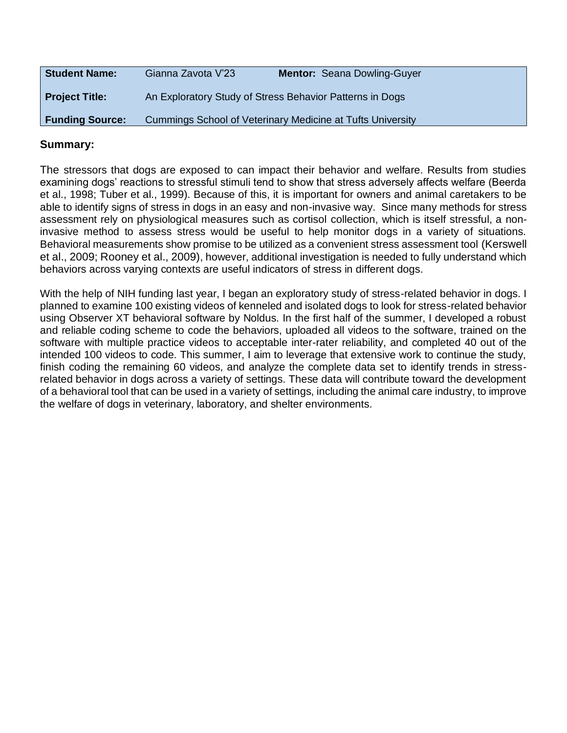| | | | |
|---|---|---|---|
| **Student Name:** | Gianna Zavota V'23 | **Mentor:** Seana Dowling-Guyer | |
| **Project Title:** | An Exploratory Study of Stress Behavior Patterns in Dogs | | |
| **Funding Source:** | Cummings School of Veterinary Medicine at Tufts University | | |

**Summary:**

The stressors that dogs are exposed to can impact their behavior and welfare. Results from studies examining dogs' reactions to stressful stimuli tend to show that stress adversely affects welfare (Beerda et al., 1998; Tuber et al., 1999). Because of this, it is important for owners and animal caretakers to be able to identify signs of stress in dogs in an easy and non-invasive way. Since many methods for stress assessment rely on physiological measures such as cortisol collection, which is itself stressful, a non-invasive method to assess stress would be useful to help monitor dogs in a variety of situations. Behavioral measurements show promise to be utilized as a convenient stress assessment tool (Kerswell et al., 2009; Rooney et al., 2009), however, additional investigation is needed to fully understand which behaviors across varying contexts are useful indicators of stress in different dogs.

With the help of NIH funding last year, I began an exploratory study of stress-related behavior in dogs. I planned to examine 100 existing videos of kenneled and isolated dogs to look for stress-related behavior using Observer XT behavioral software by Noldus. In the first half of the summer, I developed a robust and reliable coding scheme to code the behaviors, uploaded all videos to the software, trained on the software with multiple practice videos to acceptable inter-rater reliability, and completed 40 out of the intended 100 videos to code. This summer, I aim to leverage that extensive work to continue the study, finish coding the remaining 60 videos, and analyze the complete data set to identify trends in stress-related behavior in dogs across a variety of settings. These data will contribute toward the development of a behavioral tool that can be used in a variety of settings, including the animal care industry, to improve the welfare of dogs in veterinary, laboratory, and shelter environments.